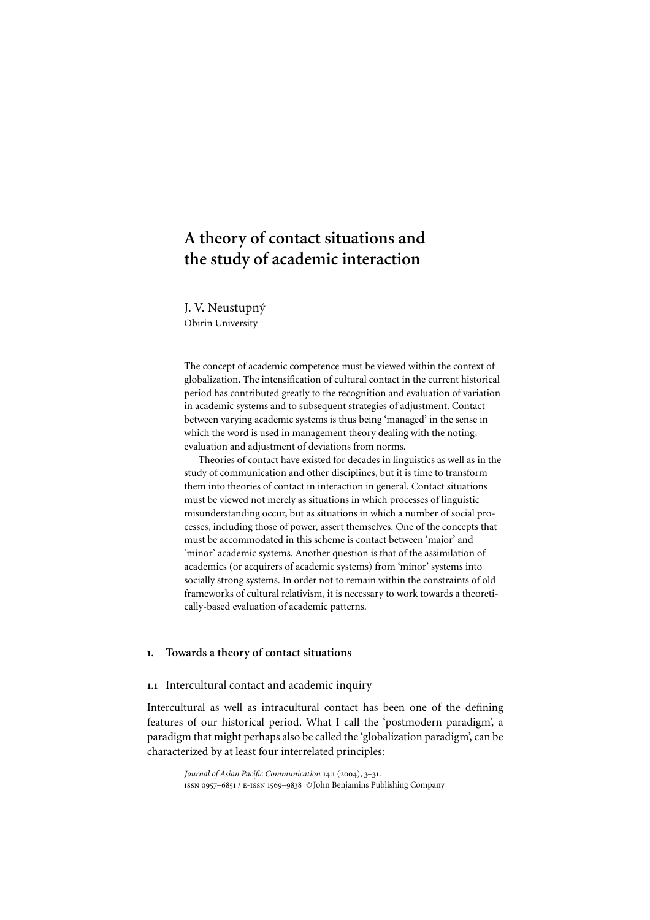# A theory of contact situations and the study of academic interaction

J. V. Neustupný
Obirin University

The concept of academic competence must be viewed within the context of globalization. The intensification of cultural contact in the current historical period has contributed greatly to the recognition and evaluation of variation in academic systems and to subsequent strategies of adjustment. Contact between varying academic systems is thus being 'managed' in the sense in which the word is used in management theory dealing with the noting, evaluation and adjustment of deviations from norms.

Theories of contact have existed for decades in linguistics as well as in the study of communication and other disciplines, but it is time to transform them into theories of contact in interaction in general. Contact situations must be viewed not merely as situations in which processes of linguistic misunderstanding occur, but as situations in which a number of social processes, including those of power, assert themselves. One of the concepts that must be accommodated in this scheme is contact between 'major' and 'minor' academic systems. Another question is that of the assimilation of academics (or acquirers of academic systems) from 'minor' systems into socially strong systems. In order not to remain within the constraints of old frameworks of cultural relativism, it is necessary to work towards a theoretically-based evaluation of academic patterns.

## 1. Towards a theory of contact situations

### 1.1 Intercultural contact and academic inquiry

Intercultural as well as intracultural contact has been one of the defining features of our historical period. What I call the 'postmodern paradigm', a paradigm that might perhaps also be called the 'globalization paradigm', can be characterized by at least four interrelated principles: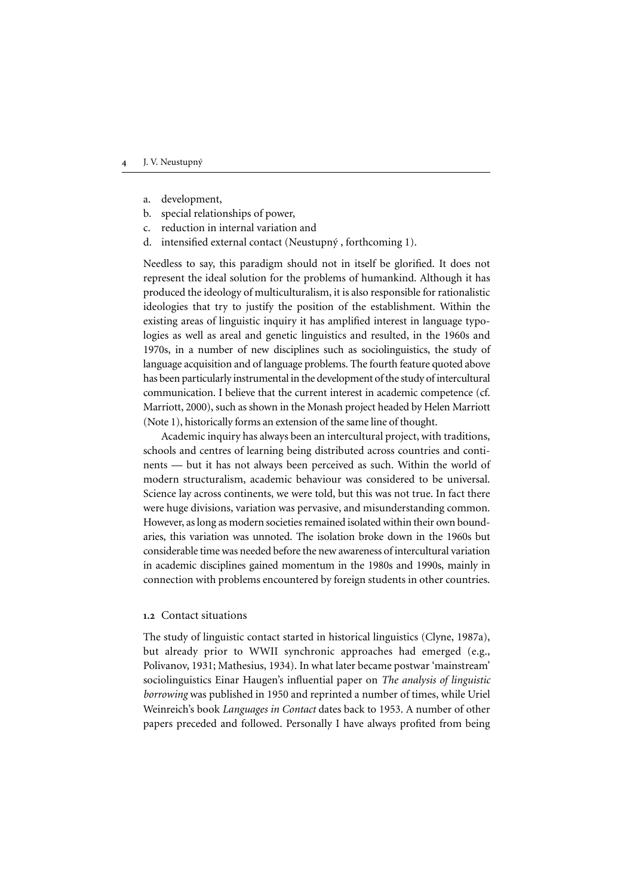a. development,
b. special relationships of power,
c. reduction in internal variation and
d. intensified external contact (Neustupný , forthcoming 1).

Needless to say, this paradigm should not in itself be glorified. It does not represent the ideal solution for the problems of humankind. Although it has produced the ideology of multiculturalism, it is also responsible for rationalistic ideologies that try to justify the position of the establishment. Within the existing areas of linguistic inquiry it has amplified interest in language typologies as well as areal and genetic linguistics and resulted, in the 1960s and 1970s, in a number of new disciplines such as sociolinguistics, the study of language acquisition and of language problems. The fourth feature quoted above has been particularly instrumental in the development of the study of intercultural communication. I believe that the current interest in academic competence (cf. Marriott, 2000), such as shown in the Monash project headed by Helen Marriott (Note 1), historically forms an extension of the same line of thought.

Academic inquiry has always been an intercultural project, with traditions, schools and centres of learning being distributed across countries and continents — but it has not always been perceived as such. Within the world of modern structuralism, academic behaviour was considered to be universal. Science lay across continents, we were told, but this was not true. In fact there were huge divisions, variation was pervasive, and misunderstanding common. However, as long as modern societies remained isolated within their own boundaries, this variation was unnoted. The isolation broke down in the 1960s but considerable time was needed before the new awareness of intercultural variation in academic disciplines gained momentum in the 1980s and 1990s, mainly in connection with problems encountered by foreign students in other countries.

### 1.2 Contact situations

The study of linguistic contact started in historical linguistics (Clyne, 1987a), but already prior to WWII synchronic approaches had emerged (e.g., Polivanov, 1931; Mathesius, 1934). In what later became postwar 'mainstream' sociolinguistics Einar Haugen's influential paper on *The analysis of linguistic borrowing* was published in 1950 and reprinted a number of times, while Uriel Weinreich's book *Languages in Contact* dates back to 1953. A number of other papers preceded and followed. Personally I have always profited from being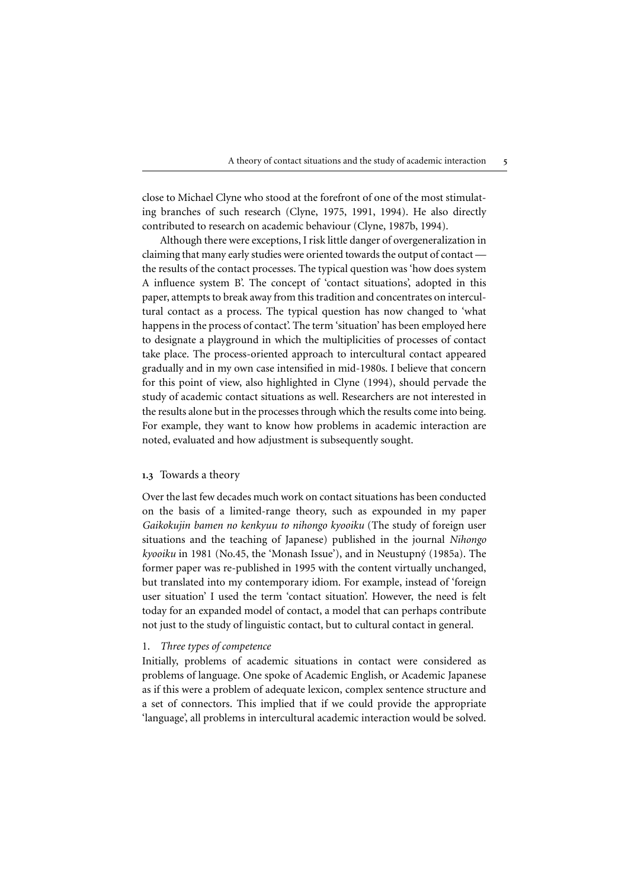close to Michael Clyne who stood at the forefront of one of the most stimulating branches of such research (Clyne, 1975, 1991, 1994). He also directly contributed to research on academic behaviour (Clyne, 1987b, 1994).

Although there were exceptions, I risk little danger of overgeneralization in claiming that many early studies were oriented towards the output of contact — the results of the contact processes. The typical question was 'how does system A influence system B'. The concept of 'contact situations', adopted in this paper, attempts to break away from this tradition and concentrates on intercultural contact as a process. The typical question has now changed to 'what happens in the process of contact'. The term 'situation' has been employed here to designate a playground in which the multiplicities of processes of contact take place. The process-oriented approach to intercultural contact appeared gradually and in my own case intensified in mid-1980s. I believe that concern for this point of view, also highlighted in Clyne (1994), should pervade the study of academic contact situations as well. Researchers are not interested in the results alone but in the processes through which the results come into being. For example, they want to know how problems in academic interaction are noted, evaluated and how adjustment is subsequently sought.

## 1.3 Towards a theory

Over the last few decades much work on contact situations has been conducted on the basis of a limited-range theory, such as expounded in my paper *Gaikokujin bamen no kenkyuu to nihongo kyooiku* (The study of foreign user situations and the teaching of Japanese) published in the journal *Nihongo kyooiku* in 1981 (No.45, the 'Monash Issue'), and in Neustupný (1985a). The former paper was re-published in 1995 with the content virtually unchanged, but translated into my contemporary idiom. For example, instead of 'foreign user situation' I used the term 'contact situation'. However, the need is felt today for an expanded model of contact, a model that can perhaps contribute not just to the study of linguistic contact, but to cultural contact in general.

### 1. *Three types of competence*

Initially, problems of academic situations in contact were considered as problems of language. One spoke of Academic English, or Academic Japanese as if this were a problem of adequate lexicon, complex sentence structure and a set of connectors. This implied that if we could provide the appropriate 'language', all problems in intercultural academic interaction would be solved.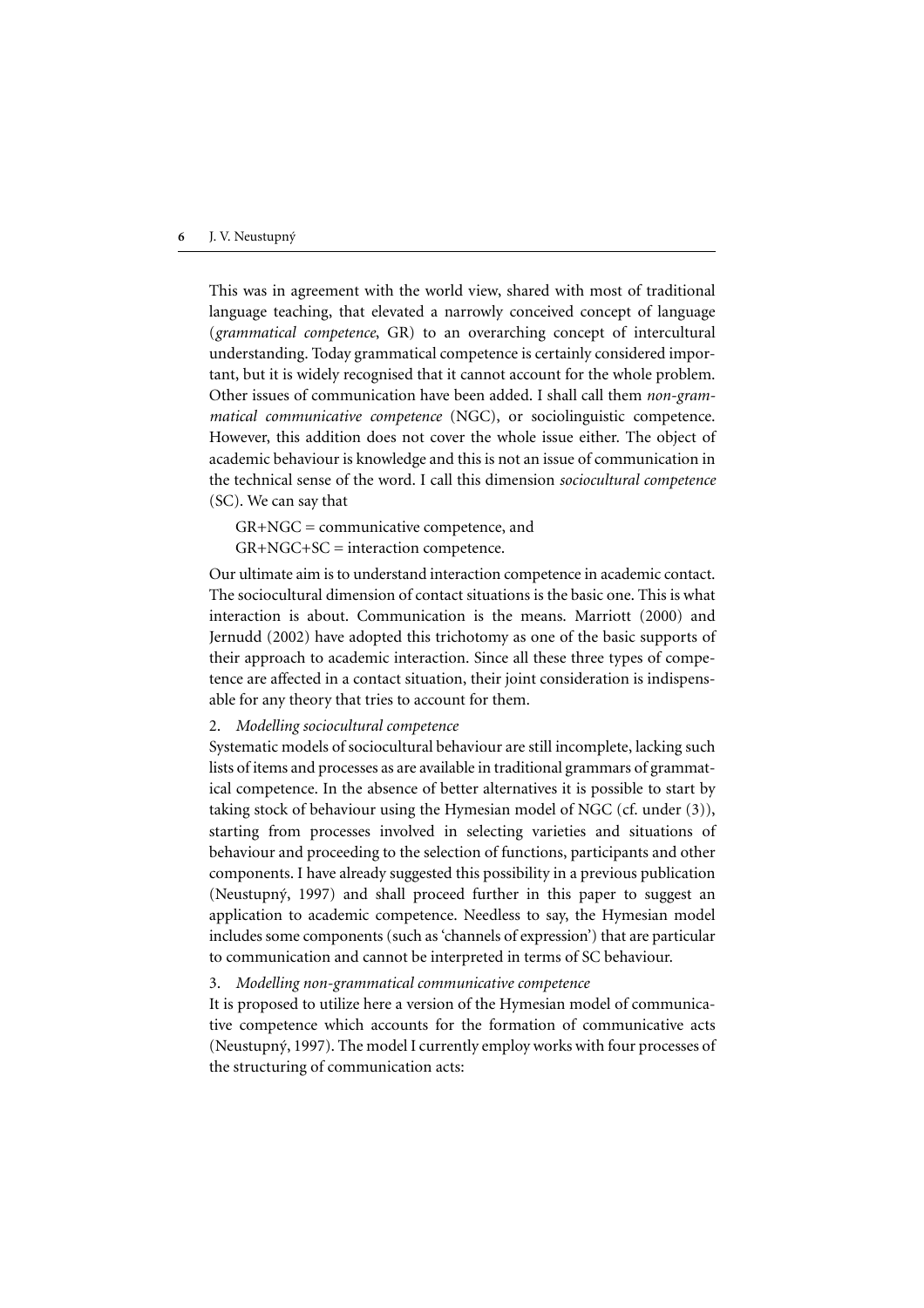This was in agreement with the world view, shared with most of traditional language teaching, that elevated a narrowly conceived concept of language (*grammatical competence*, GR) to an overarching concept of intercultural understanding. Today grammatical competence is certainly considered important, but it is widely recognised that it cannot account for the whole problem. Other issues of communication have been added. I shall call them *non-grammatical communicative competence* (NGC), or sociolinguistic competence. However, this addition does not cover the whole issue either. The object of academic behaviour is knowledge and this is not an issue of communication in the technical sense of the word. I call this dimension *sociocultural competence* (SC). We can say that

GR+NGC = communicative competence, and
GR+NGC+SC = interaction competence.

Our ultimate aim is to understand interaction competence in academic contact. The sociocultural dimension of contact situations is the basic one. This is what interaction is about. Communication is the means. Marriott (2000) and Jernudd (2002) have adopted this trichotomy as one of the basic supports of their approach to academic interaction. Since all these three types of competence are affected in a contact situation, their joint consideration is indispensable for any theory that tries to account for them.

2. *Modelling sociocultural competence*

Systematic models of sociocultural behaviour are still incomplete, lacking such lists of items and processes as are available in traditional grammars of grammatical competence. In the absence of better alternatives it is possible to start by taking stock of behaviour using the Hymesian model of NGC (cf. under (3)), starting from processes involved in selecting varieties and situations of behaviour and proceeding to the selection of functions, participants and other components. I have already suggested this possibility in a previous publication (Neustupný, 1997) and shall proceed further in this paper to suggest an application to academic competence. Needless to say, the Hymesian model includes some components (such as 'channels of expression') that are particular to communication and cannot be interpreted in terms of SC behaviour.

3. *Modelling non-grammatical communicative competence*

It is proposed to utilize here a version of the Hymesian model of communicative competence which accounts for the formation of communicative acts (Neustupný, 1997). The model I currently employ works with four processes of the structuring of communication acts: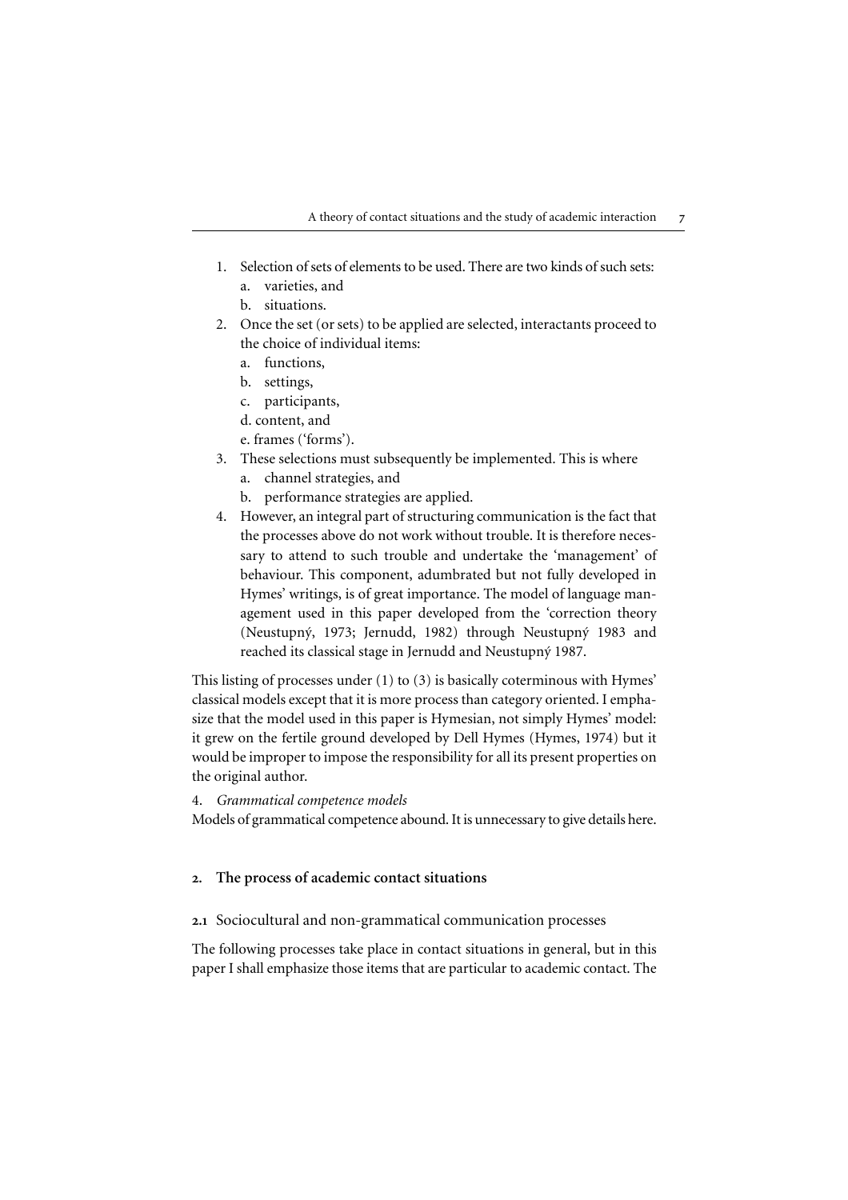1. Selection of sets of elements to be used. There are two kinds of such sets:
   a. varieties, and
   b. situations.
2. Once the set (or sets) to be applied are selected, interactants proceed to the choice of individual items:
   a. functions,
   b. settings,
   c. participants,
   d. content, and
   e. frames ('forms').
3. These selections must subsequently be implemented. This is where
   a. channel strategies, and
   b. performance strategies are applied.
4. However, an integral part of structuring communication is the fact that the processes above do not work without trouble. It is therefore necessary to attend to such trouble and undertake the 'management' of behaviour. This component, adumbrated but not fully developed in Hymes' writings, is of great importance. The model of language management used in this paper developed from the 'correction theory (Neustupný, 1973; Jernudd, 1982) through Neustupný 1983 and reached its classical stage in Jernudd and Neustupný 1987.

This listing of processes under (1) to (3) is basically coterminous with Hymes' classical models except that it is more process than category oriented. I emphasize that the model used in this paper is Hymesian, not simply Hymes' model: it grew on the fertile ground developed by Dell Hymes (Hymes, 1974) but it would be improper to impose the responsibility for all its present properties on the original author.

4. *Grammatical competence models*

Models of grammatical competence abound. It is unnecessary to give details here.

## 2. The process of academic contact situations

### 2.1 Sociocultural and non-grammatical communication processes

The following processes take place in contact situations in general, but in this paper I shall emphasize those items that are particular to academic contact. The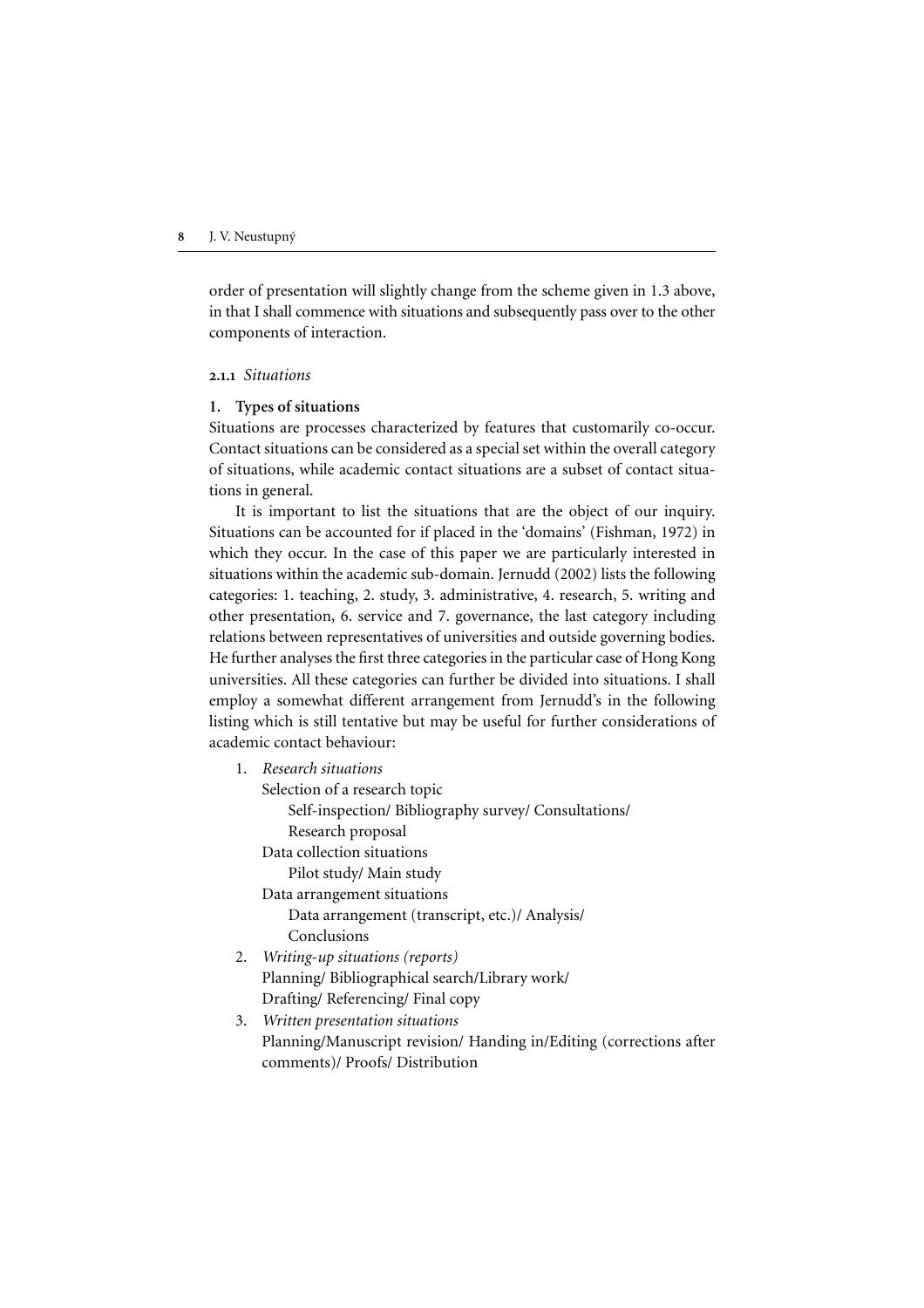order of presentation will slightly change from the scheme given in 1.3 above, in that I shall commence with situations and subsequently pass over to the other components of interaction.

#### 2.1.1 *Situations*

**1. Types of situations**

Situations are processes characterized by features that customarily co-occur. Contact situations can be considered as a special set within the overall category of situations, while academic contact situations are a subset of contact situations in general.

It is important to list the situations that are the object of our inquiry. Situations can be accounted for if placed in the 'domains' (Fishman, 1972) in which they occur. In the case of this paper we are particularly interested in situations within the academic sub-domain. Jernudd (2002) lists the following categories: 1. teaching, 2. study, 3. administrative, 4. research, 5. writing and other presentation, 6. service and 7. governance, the last category including relations between representatives of universities and outside governing bodies. He further analyses the first three categories in the particular case of Hong Kong universities. All these categories can further be divided into situations. I shall employ a somewhat different arrangement from Jernudd's in the following listing which is still tentative but may be useful for further considerations of academic contact behaviour:

1. *Research situations*
   - Selection of a research topic
     - Self-inspection/ Bibliography survey/ Consultations/ Research proposal
   - Data collection situations
     - Pilot study/ Main study
   - Data arrangement situations
     - Data arrangement (transcript, etc.)/ Analysis/ Conclusions
2. *Writing-up situations (reports)*
   Planning/ Bibliographical search/Library work/ Drafting/ Referencing/ Final copy
3. *Written presentation situations*
   Planning/Manuscript revision/ Handing in/Editing (corrections after comments)/ Proofs/ Distribution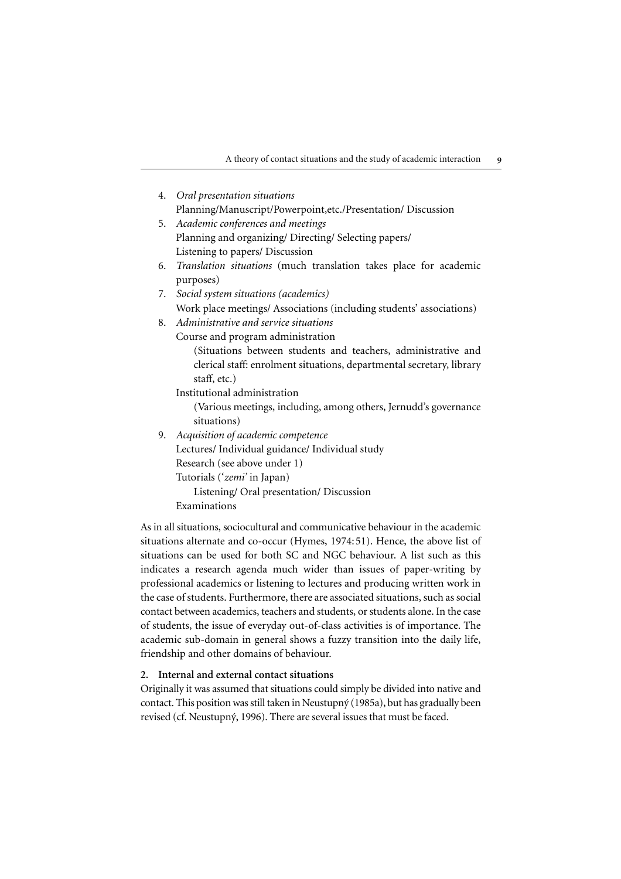4. *Oral presentation situations*
   Planning/Manuscript/Powerpoint,etc./Presentation/ Discussion
5. *Academic conferences and meetings*
   Planning and organizing/ Directing/ Selecting papers/
   Listening to papers/ Discussion
6. *Translation situations* (much translation takes place for academic purposes)
7. *Social system situations (academics)*
   Work place meetings/ Associations (including students' associations)
8. *Administrative and service situations*
   Course and program administration
      (Situations between students and teachers, administrative and clerical staff: enrolment situations, departmental secretary, library staff, etc.)
   Institutional administration
      (Various meetings, including, among others, Jernudd's governance situations)
9. *Acquisition of academic competence*
   Lectures/ Individual guidance/ Individual study
   Research (see above under 1)
   Tutorials ('*zemi*' in Japan)
      Listening/ Oral presentation/ Discussion
   Examinations

As in all situations, sociocultural and communicative behaviour in the academic situations alternate and co-occur (Hymes, 1974: 51). Hence, the above list of situations can be used for both SC and NGC behaviour. A list such as this indicates a research agenda much wider than issues of paper-writing by professional academics or listening to lectures and producing written work in the case of students. Furthermore, there are associated situations, such as social contact between academics, teachers and students, or students alone. In the case of students, the issue of everyday out-of-class activities is of importance. The academic sub-domain in general shows a fuzzy transition into the daily life, friendship and other domains of behaviour.

**2. Internal and external contact situations**

Originally it was assumed that situations could simply be divided into native and contact. This position was still taken in Neustupný (1985a), but has gradually been revised (cf. Neustupný, 1996). There are several issues that must be faced.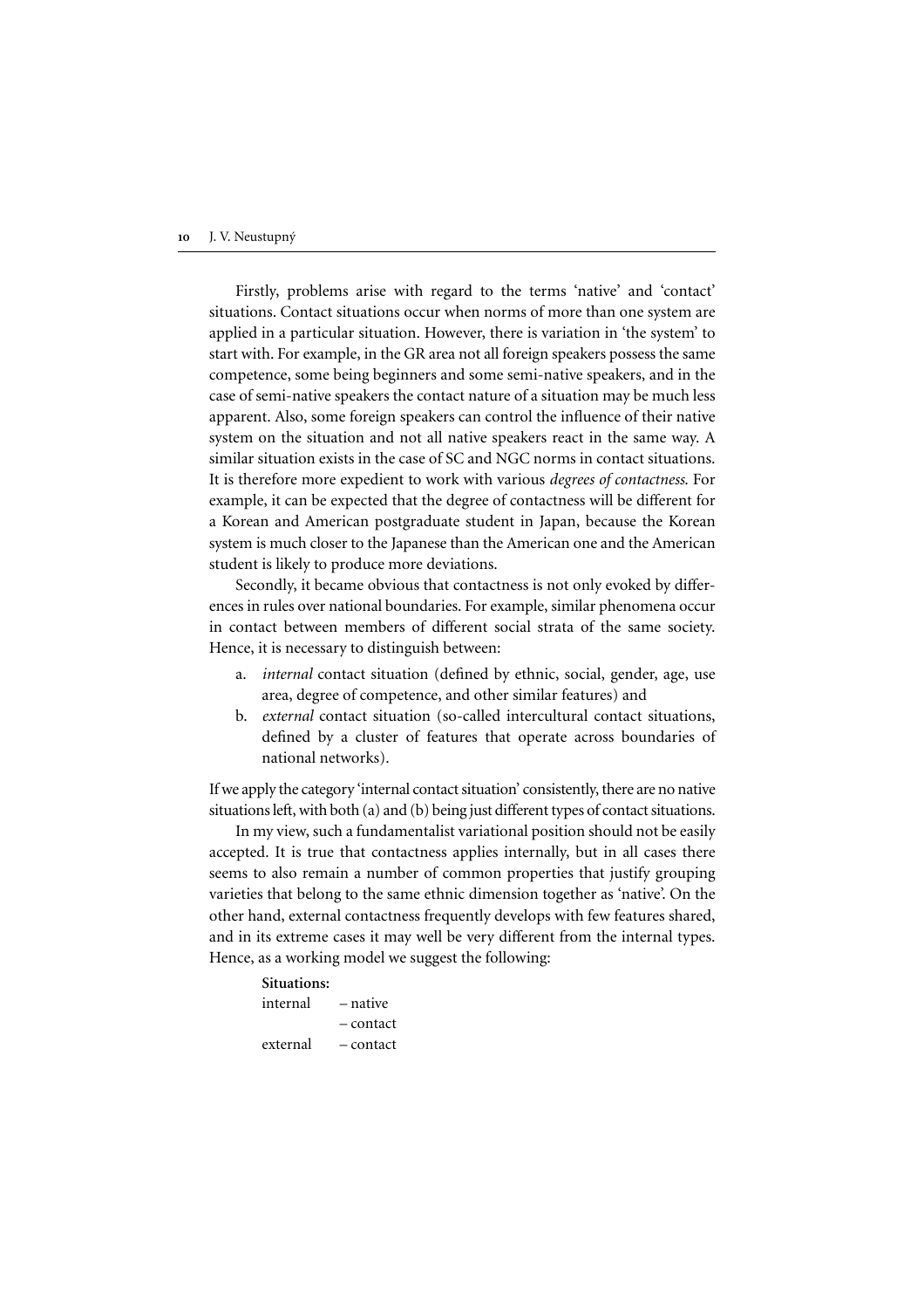Firstly, problems arise with regard to the terms 'native' and 'contact' situations. Contact situations occur when norms of more than one system are applied in a particular situation. However, there is variation in 'the system' to start with. For example, in the GR area not all foreign speakers possess the same competence, some being beginners and some semi-native speakers, and in the case of semi-native speakers the contact nature of a situation may be much less apparent. Also, some foreign speakers can control the influence of their native system on the situation and not all native speakers react in the same way. A similar situation exists in the case of SC and NGC norms in contact situations. It is therefore more expedient to work with various *degrees of contactness*. For example, it can be expected that the degree of contactness will be different for a Korean and American postgraduate student in Japan, because the Korean system is much closer to the Japanese than the American one and the American student is likely to produce more deviations.

Secondly, it became obvious that contactness is not only evoked by differences in rules over national boundaries. For example, similar phenomena occur in contact between members of different social strata of the same society. Hence, it is necessary to distinguish between:

a. *internal* contact situation (defined by ethnic, social, gender, age, use area, degree of competence, and other similar features) and
b. *external* contact situation (so-called intercultural contact situations, defined by a cluster of features that operate across boundaries of national networks).

If we apply the category 'internal contact situation' consistently, there are no native situations left, with both (a) and (b) being just different types of contact situations.

In my view, such a fundamentalist variational position should not be easily accepted. It is true that contactness applies internally, but in all cases there seems to also remain a number of common properties that justify grouping varieties that belong to the same ethnic dimension together as 'native'. On the other hand, external contactness frequently develops with few features shared, and in its extreme cases it may well be very different from the internal types. Hence, as a working model we suggest the following:

**Situations:**

internal – native
 – contact
external – contact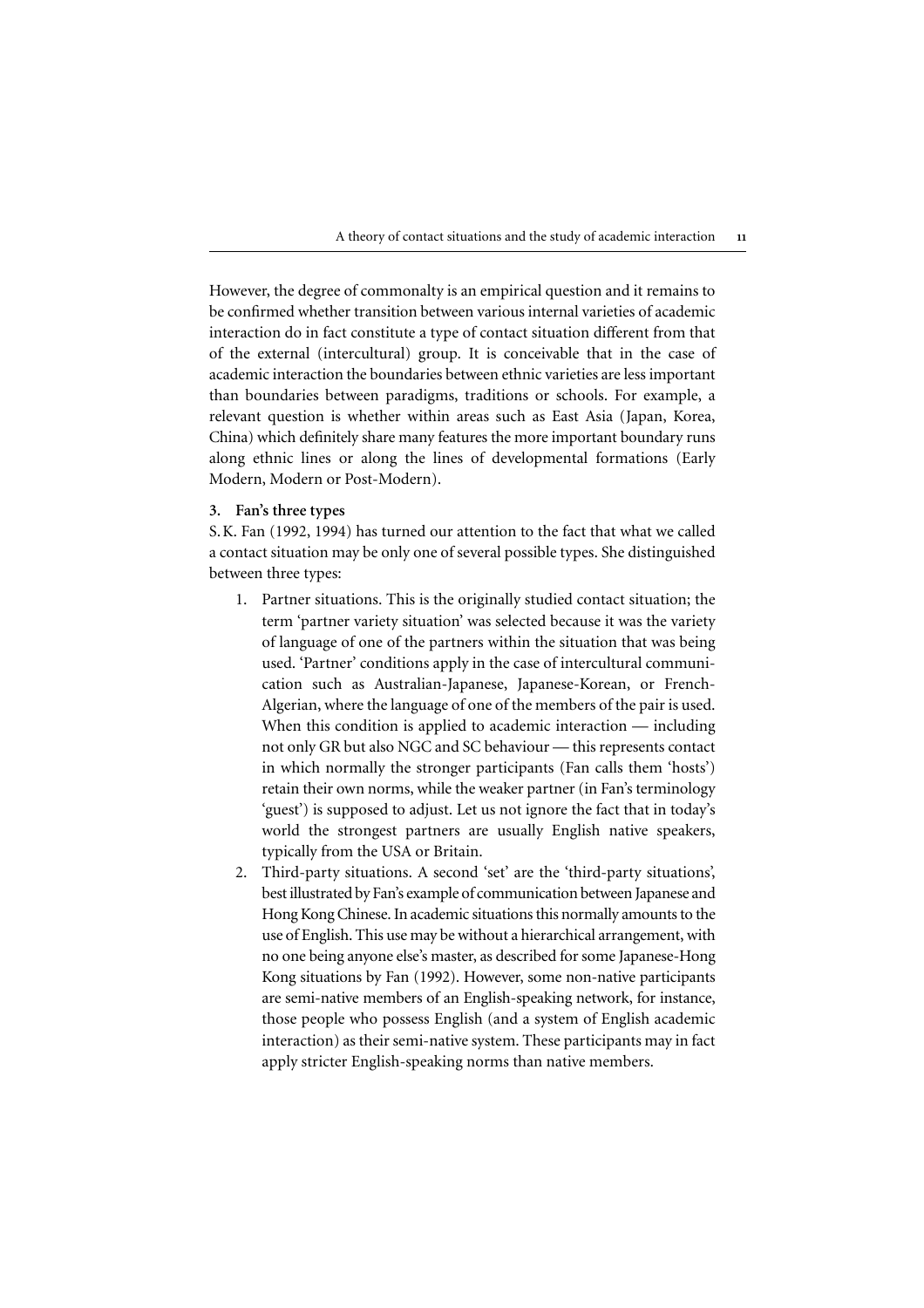However, the degree of commonalty is an empirical question and it remains to be confirmed whether transition between various internal varieties of academic interaction do in fact constitute a type of contact situation different from that of the external (intercultural) group. It is conceivable that in the case of academic interaction the boundaries between ethnic varieties are less important than boundaries between paradigms, traditions or schools. For example, a relevant question is whether within areas such as East Asia (Japan, Korea, China) which definitely share many features the more important boundary runs along ethnic lines or along the lines of developmental formations (Early Modern, Modern or Post-Modern).

### 3. Fan's three types

S. K. Fan (1992, 1994) has turned our attention to the fact that what we called a contact situation may be only one of several possible types. She distinguished between three types:

1. Partner situations. This is the originally studied contact situation; the term 'partner variety situation' was selected because it was the variety of language of one of the partners within the situation that was being used. 'Partner' conditions apply in the case of intercultural communication such as Australian-Japanese, Japanese-Korean, or French-Algerian, where the language of one of the members of the pair is used. When this condition is applied to academic interaction — including not only GR but also NGC and SC behaviour — this represents contact in which normally the stronger participants (Fan calls them 'hosts') retain their own norms, while the weaker partner (in Fan's terminology 'guest') is supposed to adjust. Let us not ignore the fact that in today's world the strongest partners are usually English native speakers, typically from the USA or Britain.
2. Third-party situations. A second 'set' are the 'third-party situations', best illustrated by Fan's example of communication between Japanese and Hong Kong Chinese. In academic situations this normally amounts to the use of English. This use may be without a hierarchical arrangement, with no one being anyone else's master, as described for some Japanese-Hong Kong situations by Fan (1992). However, some non-native participants are semi-native members of an English-speaking network, for instance, those people who possess English (and a system of English academic interaction) as their semi-native system. These participants may in fact apply stricter English-speaking norms than native members.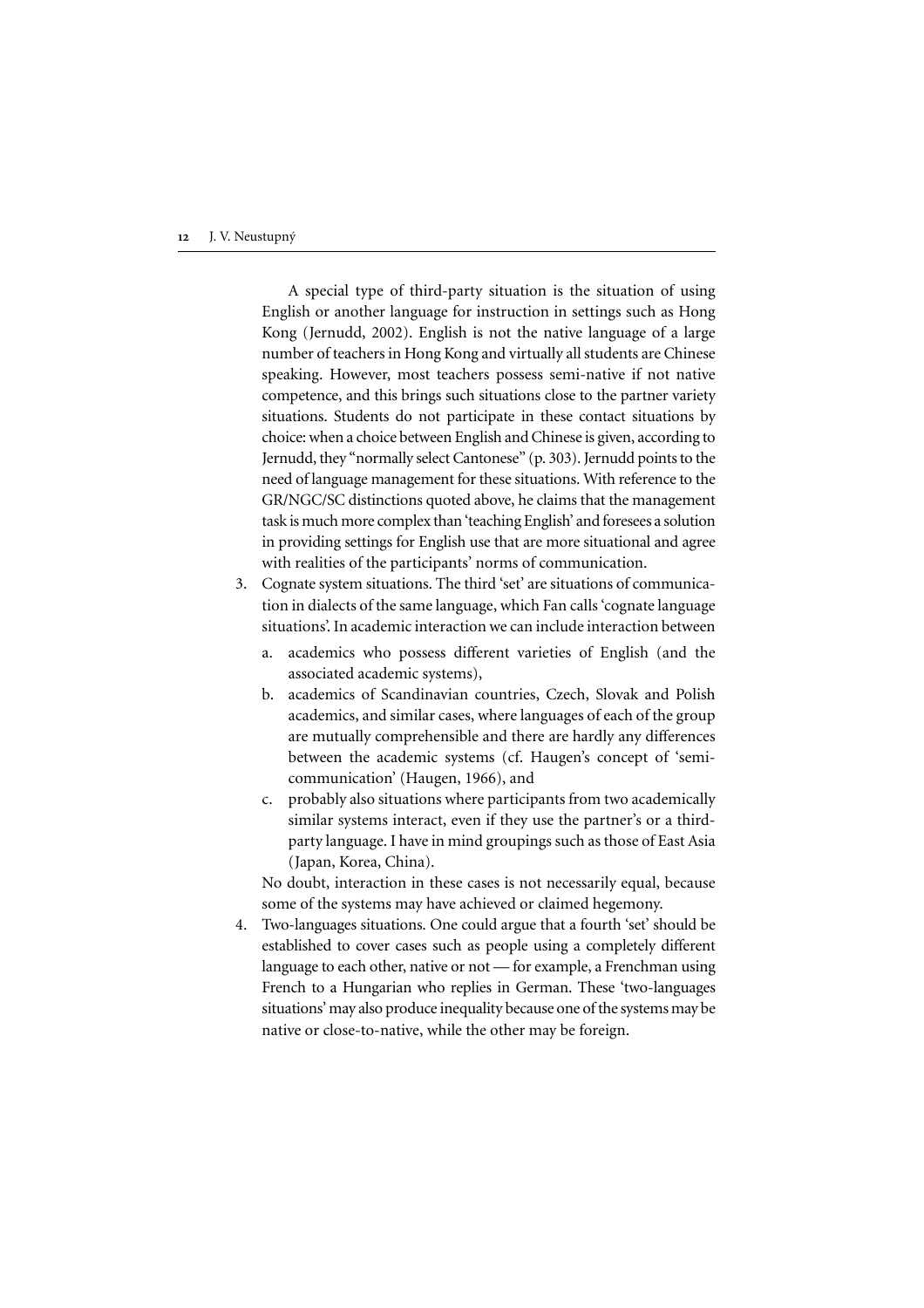A special type of third-party situation is the situation of using English or another language for instruction in settings such as Hong Kong (Jernudd, 2002). English is not the native language of a large number of teachers in Hong Kong and virtually all students are Chinese speaking. However, most teachers possess semi-native if not native competence, and this brings such situations close to the partner variety situations. Students do not participate in these contact situations by choice: when a choice between English and Chinese is given, according to Jernudd, they "normally select Cantonese" (p. 303). Jernudd points to the need of language management for these situations. With reference to the GR/NGC/SC distinctions quoted above, he claims that the management task is much more complex than 'teaching English' and foresees a solution in providing settings for English use that are more situational and agree with realities of the participants' norms of communication.

3. Cognate system situations. The third 'set' are situations of communication in dialects of the same language, which Fan calls 'cognate language situations'. In academic interaction we can include interaction between
   a. academics who possess different varieties of English (and the associated academic systems),
   b. academics of Scandinavian countries, Czech, Slovak and Polish academics, and similar cases, where languages of each of the group are mutually comprehensible and there are hardly any differences between the academic systems (cf. Haugen's concept of 'semi-communication' (Haugen, 1966), and
   c. probably also situations where participants from two academically similar systems interact, even if they use the partner's or a third-party language. I have in mind groupings such as those of East Asia (Japan, Korea, China).

   No doubt, interaction in these cases is not necessarily equal, because some of the systems may have achieved or claimed hegemony.
4. Two-languages situations. One could argue that a fourth 'set' should be established to cover cases such as people using a completely different language to each other, native or not — for example, a Frenchman using French to a Hungarian who replies in German. These 'two-languages situations' may also produce inequality because one of the systems may be native or close-to-native, while the other may be foreign.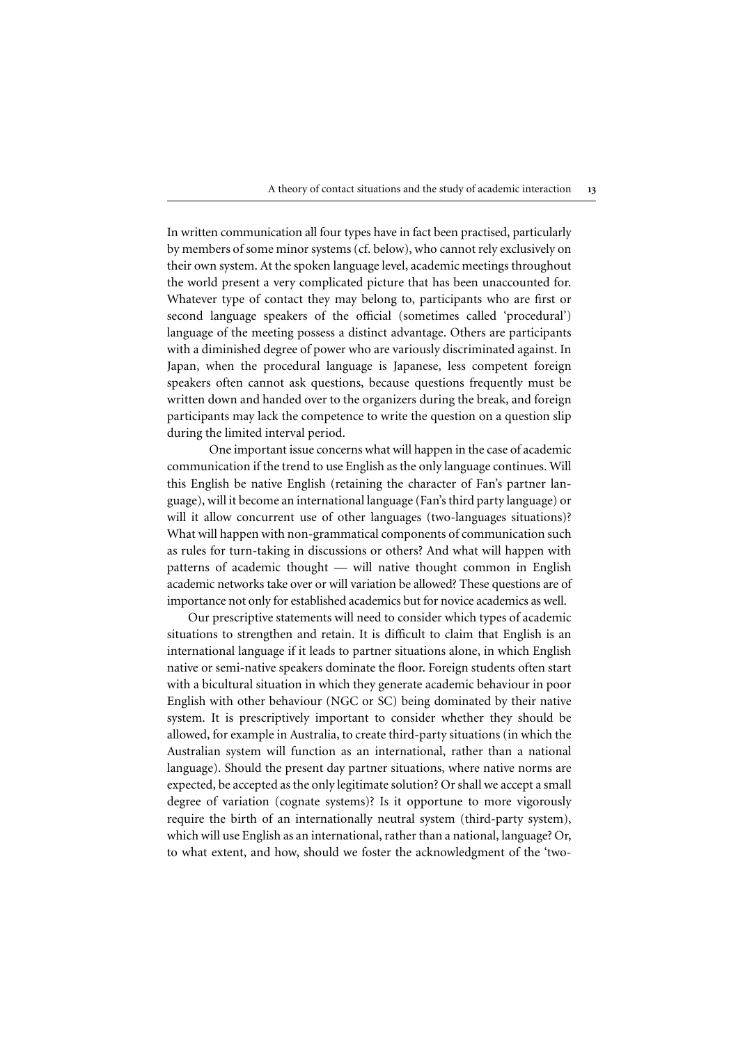In written communication all four types have in fact been practised, particularly by members of some minor systems (cf. below), who cannot rely exclusively on their own system. At the spoken language level, academic meetings throughout the world present a very complicated picture that has been unaccounted for. Whatever type of contact they may belong to, participants who are first or second language speakers of the official (sometimes called 'procedural') language of the meeting possess a distinct advantage. Others are participants with a diminished degree of power who are variously discriminated against. In Japan, when the procedural language is Japanese, less competent foreign speakers often cannot ask questions, because questions frequently must be written down and handed over to the organizers during the break, and foreign participants may lack the competence to write the question on a question slip during the limited interval period.

One important issue concerns what will happen in the case of academic communication if the trend to use English as the only language continues. Will this English be native English (retaining the character of Fan's partner language), will it become an international language (Fan's third party language) or will it allow concurrent use of other languages (two-languages situations)? What will happen with non-grammatical components of communication such as rules for turn-taking in discussions or others? And what will happen with patterns of academic thought — will native thought common in English academic networks take over or will variation be allowed? These questions are of importance not only for established academics but for novice academics as well.

Our prescriptive statements will need to consider which types of academic situations to strengthen and retain. It is difficult to claim that English is an international language if it leads to partner situations alone, in which English native or semi-native speakers dominate the floor. Foreign students often start with a bicultural situation in which they generate academic behaviour in poor English with other behaviour (NGC or SC) being dominated by their native system. It is prescriptively important to consider whether they should be allowed, for example in Australia, to create third-party situations (in which the Australian system will function as an international, rather than a national language). Should the present day partner situations, where native norms are expected, be accepted as the only legitimate solution? Or shall we accept a small degree of variation (cognate systems)? Is it opportune to more vigorously require the birth of an internationally neutral system (third-party system), which will use English as an international, rather than a national, language? Or, to what extent, and how, should we foster the acknowledgment of the 'two-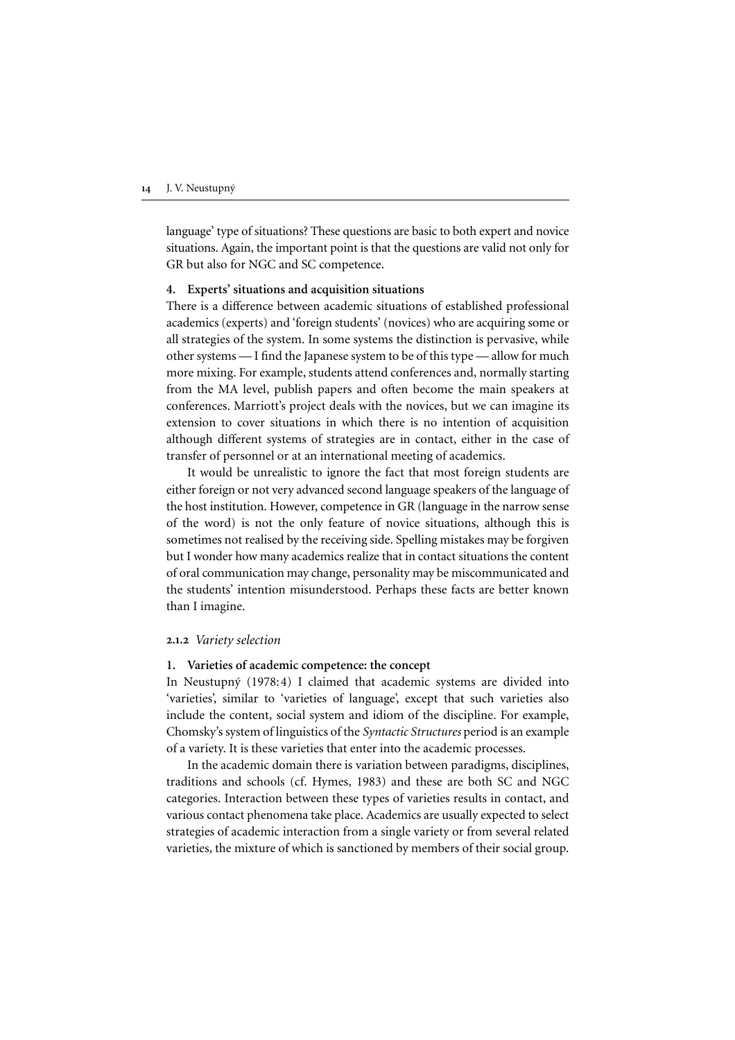language' type of situations? These questions are basic to both expert and novice situations. Again, the important point is that the questions are valid not only for GR but also for NGC and SC competence.

**4. Experts' situations and acquisition situations**

There is a difference between academic situations of established professional academics (experts) and 'foreign students' (novices) who are acquiring some or all strategies of the system. In some systems the distinction is pervasive, while other systems — I find the Japanese system to be of this type — allow for much more mixing. For example, students attend conferences and, normally starting from the MA level, publish papers and often become the main speakers at conferences. Marriott's project deals with the novices, but we can imagine its extension to cover situations in which there is no intention of acquisition although different systems of strategies are in contact, either in the case of transfer of personnel or at an international meeting of academics.

It would be unrealistic to ignore the fact that most foreign students are either foreign or not very advanced second language speakers of the language of the host institution. However, competence in GR (language in the narrow sense of the word) is not the only feature of novice situations, although this is sometimes not realised by the receiving side. Spelling mistakes may be forgiven but I wonder how many academics realize that in contact situations the content of oral communication may change, personality may be miscommunicated and the students' intention misunderstood. Perhaps these facts are better known than I imagine.

### 2.1.2 *Variety selection*

**1. Varieties of academic competence: the concept**

In Neustupný (1978: 4) I claimed that academic systems are divided into 'varieties', similar to 'varieties of language', except that such varieties also include the content, social system and idiom of the discipline. For example, Chomsky's system of linguistics of the *Syntactic Structures* period is an example of a variety. It is these varieties that enter into the academic processes.

In the academic domain there is variation between paradigms, disciplines, traditions and schools (cf. Hymes, 1983) and these are both SC and NGC categories. Interaction between these types of varieties results in contact, and various contact phenomena take place. Academics are usually expected to select strategies of academic interaction from a single variety or from several related varieties, the mixture of which is sanctioned by members of their social group.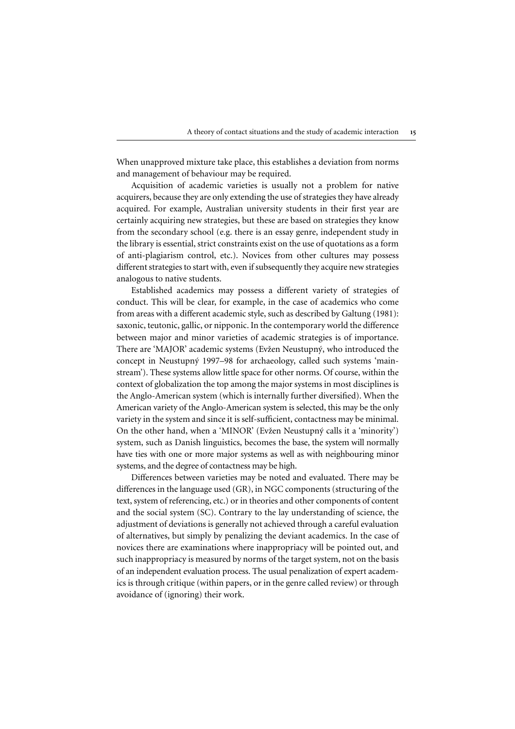When unapproved mixture take place, this establishes a deviation from norms and management of behaviour may be required.

Acquisition of academic varieties is usually not a problem for native acquirers, because they are only extending the use of strategies they have already acquired. For example, Australian university students in their first year are certainly acquiring new strategies, but these are based on strategies they know from the secondary school (e.g. there is an essay genre, independent study in the library is essential, strict constraints exist on the use of quotations as a form of anti-plagiarism control, etc.). Novices from other cultures may possess different strategies to start with, even if subsequently they acquire new strategies analogous to native students.

Established academics may possess a different variety of strategies of conduct. This will be clear, for example, in the case of academics who come from areas with a different academic style, such as described by Galtung (1981): saxonic, teutonic, gallic, or nipponic. In the contemporary world the difference between major and minor varieties of academic strategies is of importance. There are 'MAJOR' academic systems (Evžen Neustupný, who introduced the concept in Neustupný 1997–98 for archaeology, called such systems 'mainstream'). These systems allow little space for other norms. Of course, within the context of globalization the top among the major systems in most disciplines is the Anglo-American system (which is internally further diversified). When the American variety of the Anglo-American system is selected, this may be the only variety in the system and since it is self-sufficient, contactness may be minimal. On the other hand, when a 'MINOR' (Evžen Neustupný calls it a 'minority') system, such as Danish linguistics, becomes the base, the system will normally have ties with one or more major systems as well as with neighbouring minor systems, and the degree of contactness may be high.

Differences between varieties may be noted and evaluated. There may be differences in the language used (GR), in NGC components (structuring of the text, system of referencing, etc.) or in theories and other components of content and the social system (SC). Contrary to the lay understanding of science, the adjustment of deviations is generally not achieved through a careful evaluation of alternatives, but simply by penalizing the deviant academics. In the case of novices there are examinations where inappropriacy will be pointed out, and such inappropriacy is measured by norms of the target system, not on the basis of an independent evaluation process. The usual penalization of expert academics is through critique (within papers, or in the genre called review) or through avoidance of (ignoring) their work.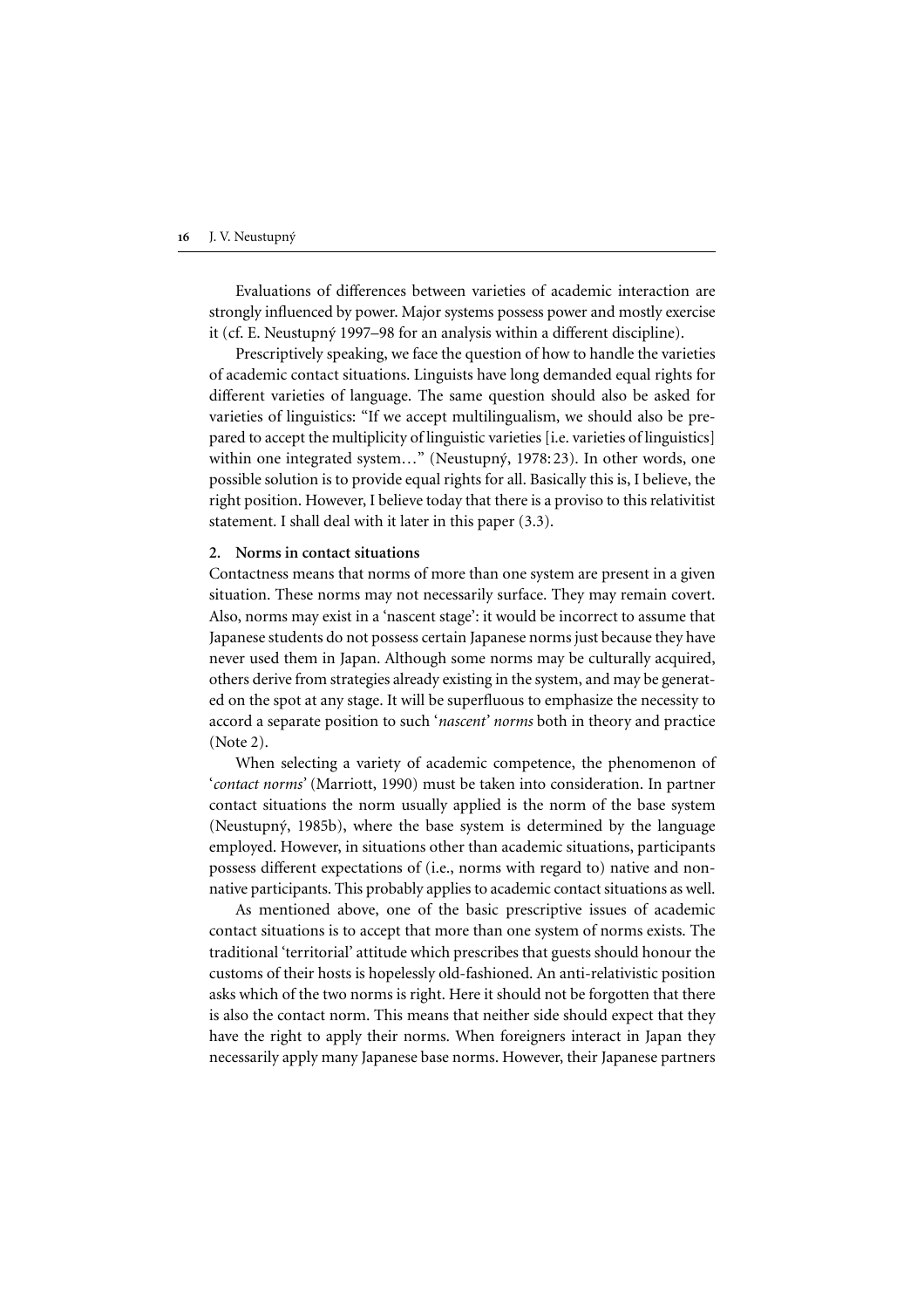Evaluations of differences between varieties of academic interaction are strongly influenced by power. Major systems possess power and mostly exercise it (cf. E. Neustupný 1997–98 for an analysis within a different discipline).

Prescriptively speaking, we face the question of how to handle the varieties of academic contact situations. Linguists have long demanded equal rights for different varieties of language. The same question should also be asked for varieties of linguistics: "If we accept multilingualism, we should also be prepared to accept the multiplicity of linguistic varieties [i.e. varieties of linguistics] within one integrated system…" (Neustupný, 1978: 23). In other words, one possible solution is to provide equal rights for all. Basically this is, I believe, the right position. However, I believe today that there is a proviso to this relativitist statement. I shall deal with it later in this paper (3.3).

## 2. Norms in contact situations

Contactness means that norms of more than one system are present in a given situation. These norms may not necessarily surface. They may remain covert. Also, norms may exist in a 'nascent stage': it would be incorrect to assume that Japanese students do not possess certain Japanese norms just because they have never used them in Japan. Although some norms may be culturally acquired, others derive from strategies already existing in the system, and may be generated on the spot at any stage. It will be superfluous to emphasize the necessity to accord a separate position to such '*nascent*' *norms* both in theory and practice (Note 2).

When selecting a variety of academic competence, the phenomenon of '*contact norms*' (Marriott, 1990) must be taken into consideration. In partner contact situations the norm usually applied is the norm of the base system (Neustupný, 1985b), where the base system is determined by the language employed. However, in situations other than academic situations, participants possess different expectations of (i.e., norms with regard to) native and non-native participants. This probably applies to academic contact situations as well.

As mentioned above, one of the basic prescriptive issues of academic contact situations is to accept that more than one system of norms exists. The traditional 'territorial' attitude which prescribes that guests should honour the customs of their hosts is hopelessly old-fashioned. An anti-relativistic position asks which of the two norms is right. Here it should not be forgotten that there is also the contact norm. This means that neither side should expect that they have the right to apply their norms. When foreigners interact in Japan they necessarily apply many Japanese base norms. However, their Japanese partners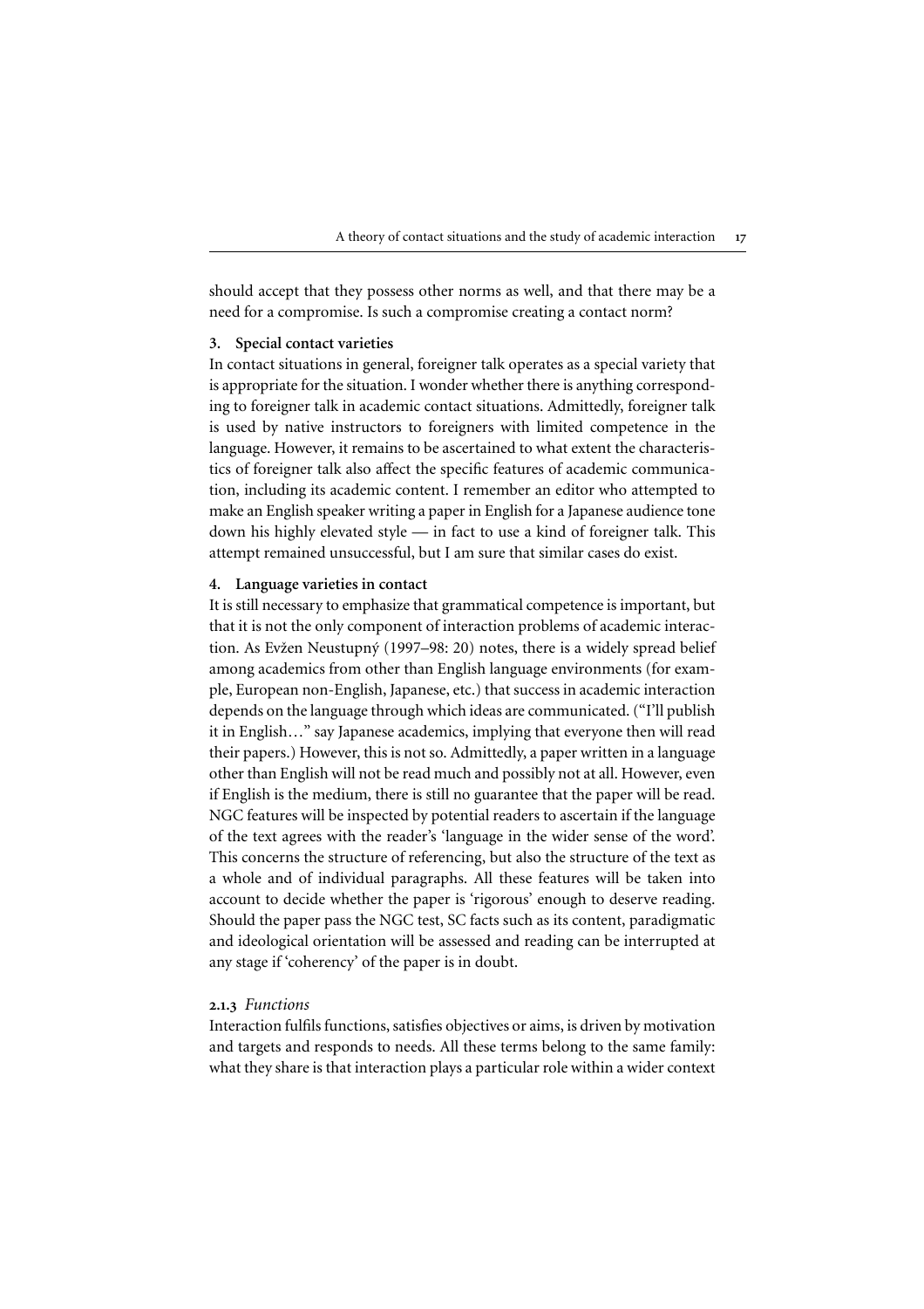should accept that they possess other norms as well, and that there may be a need for a compromise. Is such a compromise creating a contact norm?

**3. Special contact varieties**

In contact situations in general, foreigner talk operates as a special variety that is appropriate for the situation. I wonder whether there is anything corresponding to foreigner talk in academic contact situations. Admittedly, foreigner talk is used by native instructors to foreigners with limited competence in the language. However, it remains to be ascertained to what extent the characteristics of foreigner talk also affect the specific features of academic communication, including its academic content. I remember an editor who attempted to make an English speaker writing a paper in English for a Japanese audience tone down his highly elevated style — in fact to use a kind of foreigner talk. This attempt remained unsuccessful, but I am sure that similar cases do exist.

**4. Language varieties in contact**

It is still necessary to emphasize that grammatical competence is important, but that it is not the only component of interaction problems of academic interaction. As Evžen Neustupný (1997–98: 20) notes, there is a widely spread belief among academics from other than English language environments (for example, European non-English, Japanese, etc.) that success in academic interaction depends on the language through which ideas are communicated. ("I'll publish it in English…" say Japanese academics, implying that everyone then will read their papers.) However, this is not so. Admittedly, a paper written in a language other than English will not be read much and possibly not at all. However, even if English is the medium, there is still no guarantee that the paper will be read. NGC features will be inspected by potential readers to ascertain if the language of the text agrees with the reader's 'language in the wider sense of the word'. This concerns the structure of referencing, but also the structure of the text as a whole and of individual paragraphs. All these features will be taken into account to decide whether the paper is 'rigorous' enough to deserve reading. Should the paper pass the NGC test, SC facts such as its content, paradigmatic and ideological orientation will be assessed and reading can be interrupted at any stage if 'coherency' of the paper is in doubt.

### 2.1.3 *Functions*

Interaction fulfils functions, satisfies objectives or aims, is driven by motivation and targets and responds to needs. All these terms belong to the same family: what they share is that interaction plays a particular role within a wider context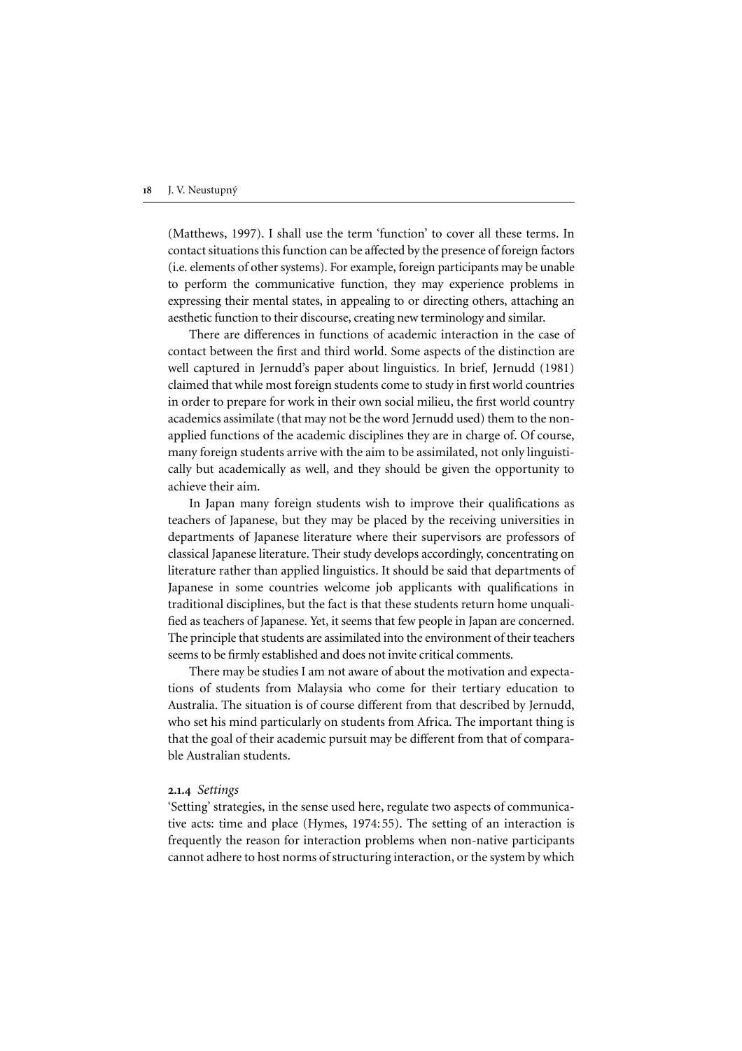(Matthews, 1997). I shall use the term 'function' to cover all these terms. In contact situations this function can be affected by the presence of foreign factors (i.e. elements of other systems). For example, foreign participants may be unable to perform the communicative function, they may experience problems in expressing their mental states, in appealing to or directing others, attaching an aesthetic function to their discourse, creating new terminology and similar.

There are differences in functions of academic interaction in the case of contact between the first and third world. Some aspects of the distinction are well captured in Jernudd's paper about linguistics. In brief, Jernudd (1981) claimed that while most foreign students come to study in first world countries in order to prepare for work in their own social milieu, the first world country academics assimilate (that may not be the word Jernudd used) them to the non-applied functions of the academic disciplines they are in charge of. Of course, many foreign students arrive with the aim to be assimilated, not only linguistically but academically as well, and they should be given the opportunity to achieve their aim.

In Japan many foreign students wish to improve their qualifications as teachers of Japanese, but they may be placed by the receiving universities in departments of Japanese literature where their supervisors are professors of classical Japanese literature. Their study develops accordingly, concentrating on literature rather than applied linguistics. It should be said that departments of Japanese in some countries welcome job applicants with qualifications in traditional disciplines, but the fact is that these students return home unqualified as teachers of Japanese. Yet, it seems that few people in Japan are concerned. The principle that students are assimilated into the environment of their teachers seems to be firmly established and does not invite critical comments.

There may be studies I am not aware of about the motivation and expectations of students from Malaysia who come for their tertiary education to Australia. The situation is of course different from that described by Jernudd, who set his mind particularly on students from Africa. The important thing is that the goal of their academic pursuit may be different from that of comparable Australian students.

#### 2.1.4 *Settings*

'Setting' strategies, in the sense used here, regulate two aspects of communicative acts: time and place (Hymes, 1974: 55). The setting of an interaction is frequently the reason for interaction problems when non-native participants cannot adhere to host norms of structuring interaction, or the system by which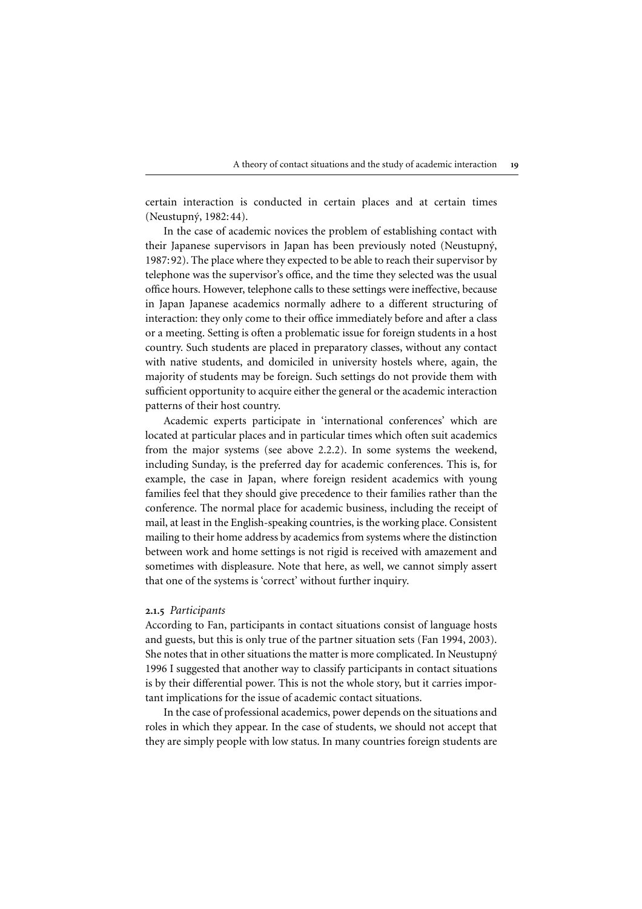certain interaction is conducted in certain places and at certain times (Neustupný, 1982: 44).

In the case of academic novices the problem of establishing contact with their Japanese supervisors in Japan has been previously noted (Neustupný, 1987: 92). The place where they expected to be able to reach their supervisor by telephone was the supervisor's office, and the time they selected was the usual office hours. However, telephone calls to these settings were ineffective, because in Japan Japanese academics normally adhere to a different structuring of interaction: they only come to their office immediately before and after a class or a meeting. Setting is often a problematic issue for foreign students in a host country. Such students are placed in preparatory classes, without any contact with native students, and domiciled in university hostels where, again, the majority of students may be foreign. Such settings do not provide them with sufficient opportunity to acquire either the general or the academic interaction patterns of their host country.

Academic experts participate in 'international conferences' which are located at particular places and in particular times which often suit academics from the major systems (see above 2.2.2). In some systems the weekend, including Sunday, is the preferred day for academic conferences. This is, for example, the case in Japan, where foreign resident academics with young families feel that they should give precedence to their families rather than the conference. The normal place for academic business, including the receipt of mail, at least in the English-speaking countries, is the working place. Consistent mailing to their home address by academics from systems where the distinction between work and home settings is not rigid is received with amazement and sometimes with displeasure. Note that here, as well, we cannot simply assert that one of the systems is 'correct' without further inquiry.

### 2.1.5 *Participants*

According to Fan, participants in contact situations consist of language hosts and guests, but this is only true of the partner situation sets (Fan 1994, 2003). She notes that in other situations the matter is more complicated. In Neustupný 1996 I suggested that another way to classify participants in contact situations is by their differential power. This is not the whole story, but it carries important implications for the issue of academic contact situations.

In the case of professional academics, power depends on the situations and roles in which they appear. In the case of students, we should not accept that they are simply people with low status. In many countries foreign students are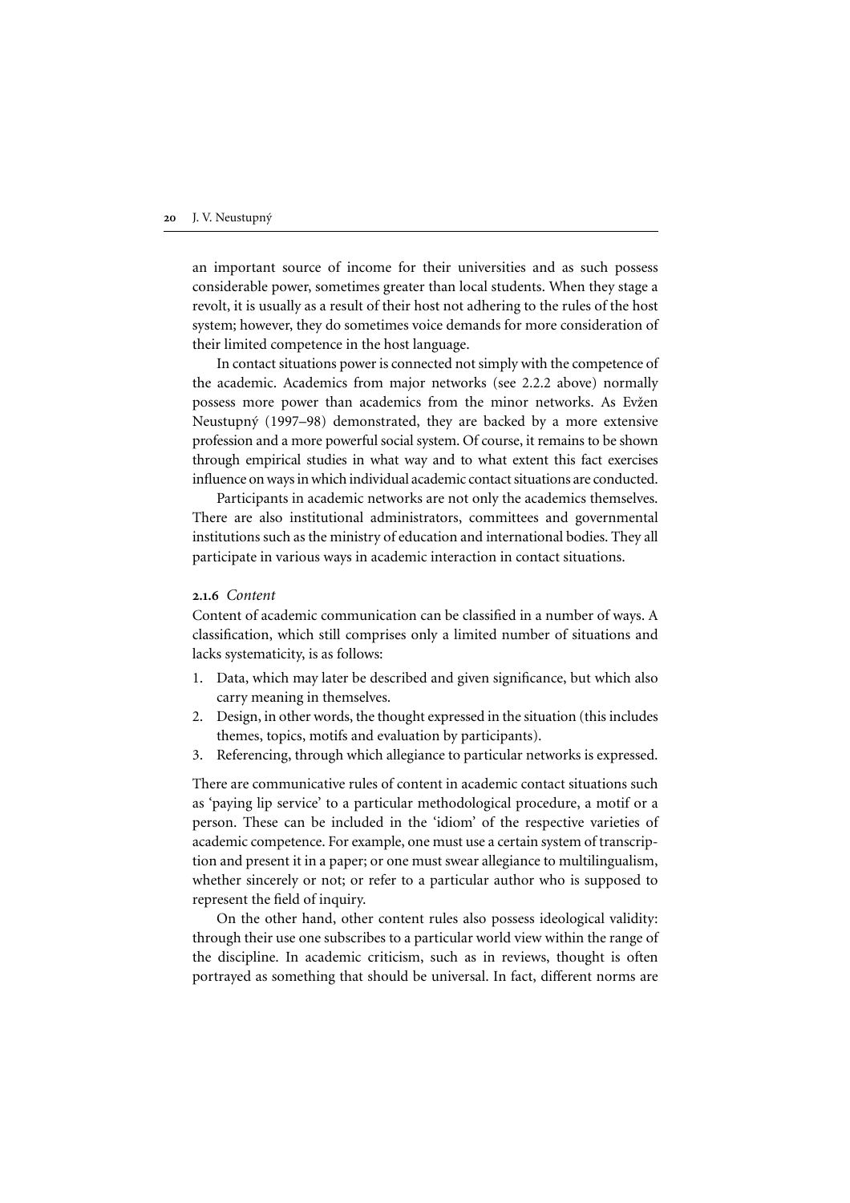an important source of income for their universities and as such possess considerable power, sometimes greater than local students. When they stage a revolt, it is usually as a result of their host not adhering to the rules of the host system; however, they do sometimes voice demands for more consideration of their limited competence in the host language.

In contact situations power is connected not simply with the competence of the academic. Academics from major networks (see 2.2.2 above) normally possess more power than academics from the minor networks. As Evžen Neustupný (1997–98) demonstrated, they are backed by a more extensive profession and a more powerful social system. Of course, it remains to be shown through empirical studies in what way and to what extent this fact exercises influence on ways in which individual academic contact situations are conducted.

Participants in academic networks are not only the academics themselves. There are also institutional administrators, committees and governmental institutions such as the ministry of education and international bodies. They all participate in various ways in academic interaction in contact situations.

### 2.1.6 *Content*

Content of academic communication can be classified in a number of ways. A classification, which still comprises only a limited number of situations and lacks systematicity, is as follows:

1. Data, which may later be described and given significance, but which also carry meaning in themselves.
2. Design, in other words, the thought expressed in the situation (this includes themes, topics, motifs and evaluation by participants).
3. Referencing, through which allegiance to particular networks is expressed.

There are communicative rules of content in academic contact situations such as 'paying lip service' to a particular methodological procedure, a motif or a person. These can be included in the 'idiom' of the respective varieties of academic competence. For example, one must use a certain system of transcription and present it in a paper; or one must swear allegiance to multilingualism, whether sincerely or not; or refer to a particular author who is supposed to represent the field of inquiry.

On the other hand, other content rules also possess ideological validity: through their use one subscribes to a particular world view within the range of the discipline. In academic criticism, such as in reviews, thought is often portrayed as something that should be universal. In fact, different norms are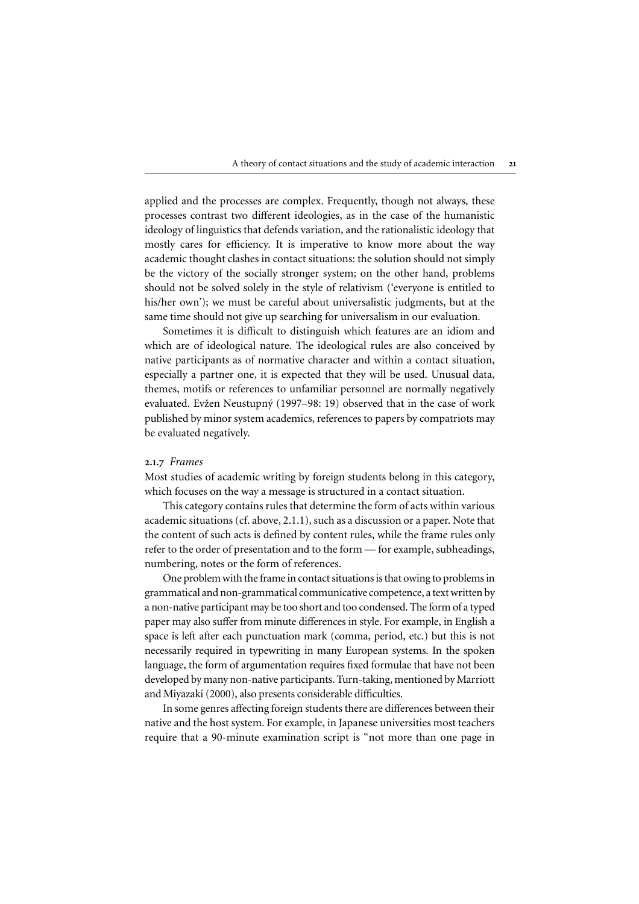applied and the processes are complex. Frequently, though not always, these processes contrast two different ideologies, as in the case of the humanistic ideology of linguistics that defends variation, and the rationalistic ideology that mostly cares for efficiency. It is imperative to know more about the way academic thought clashes in contact situations: the solution should not simply be the victory of the socially stronger system; on the other hand, problems should not be solved solely in the style of relativism ('everyone is entitled to his/her own'); we must be careful about universalistic judgments, but at the same time should not give up searching for universalism in our evaluation.

Sometimes it is difficult to distinguish which features are an idiom and which are of ideological nature. The ideological rules are also conceived by native participants as of normative character and within a contact situation, especially a partner one, it is expected that they will be used. Unusual data, themes, motifs or references to unfamiliar personnel are normally negatively evaluated. Evžen Neustupný (1997–98: 19) observed that in the case of work published by minor system academics, references to papers by compatriots may be evaluated negatively.

### 2.1.7 *Frames*

Most studies of academic writing by foreign students belong in this category, which focuses on the way a message is structured in a contact situation.

This category contains rules that determine the form of acts within various academic situations (cf. above, 2.1.1), such as a discussion or a paper. Note that the content of such acts is defined by content rules, while the frame rules only refer to the order of presentation and to the form — for example, subheadings, numbering, notes or the form of references.

One problem with the frame in contact situations is that owing to problems in grammatical and non-grammatical communicative competence, a text written by a non-native participant may be too short and too condensed. The form of a typed paper may also suffer from minute differences in style. For example, in English a space is left after each punctuation mark (comma, period, etc.) but this is not necessarily required in typewriting in many European systems. In the spoken language, the form of argumentation requires fixed formulae that have not been developed by many non-native participants. Turn-taking, mentioned by Marriott and Miyazaki (2000), also presents considerable difficulties.

In some genres affecting foreign students there are differences between their native and the host system. For example, in Japanese universities most teachers require that a 90-minute examination script is "not more than one page in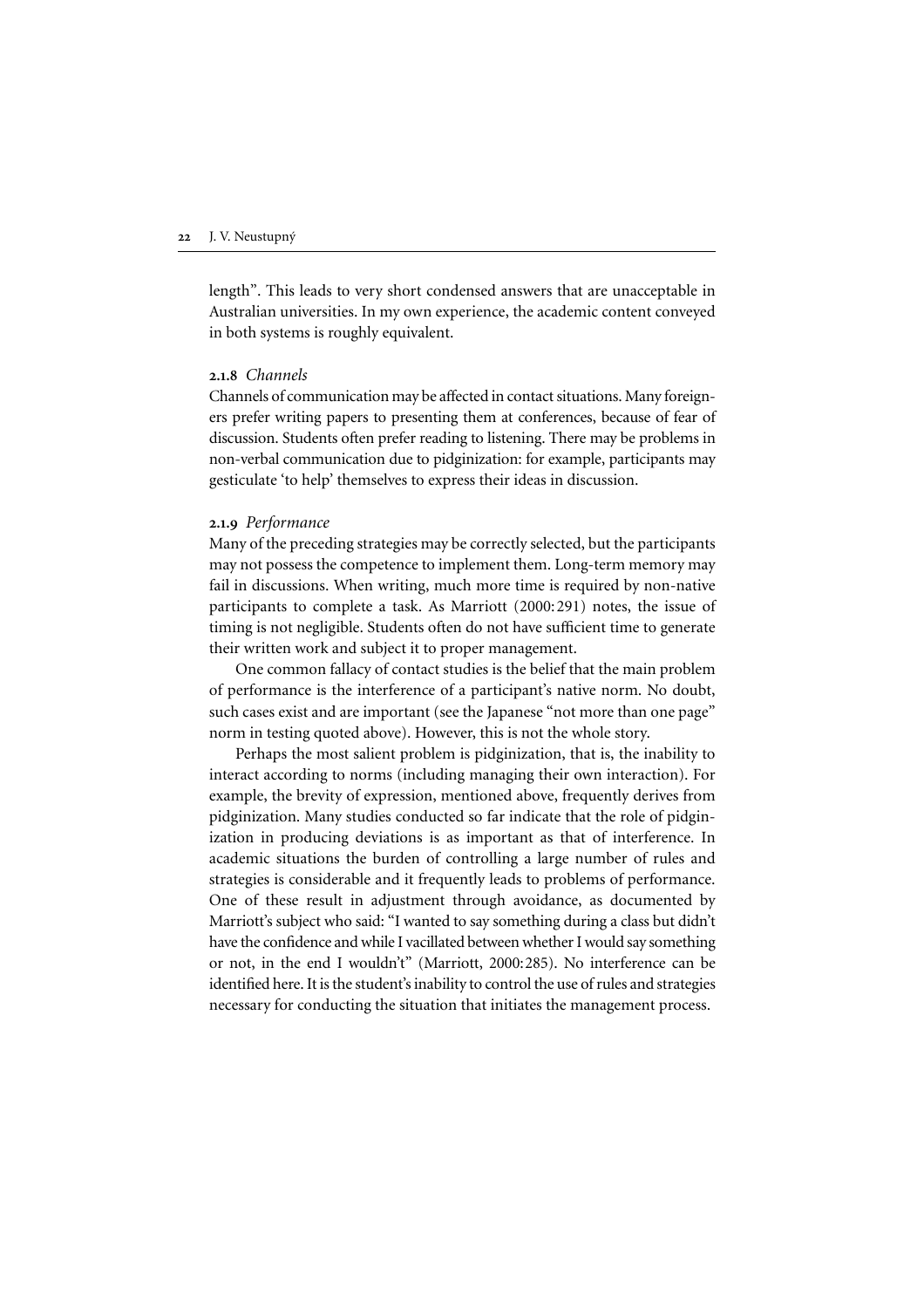length". This leads to very short condensed answers that are unacceptable in Australian universities. In my own experience, the academic content conveyed in both systems is roughly equivalent.

### 2.1.8 *Channels*

Channels of communication may be affected in contact situations. Many foreigners prefer writing papers to presenting them at conferences, because of fear of discussion. Students often prefer reading to listening. There may be problems in non-verbal communication due to pidginization: for example, participants may gesticulate 'to help' themselves to express their ideas in discussion.

### 2.1.9 *Performance*

Many of the preceding strategies may be correctly selected, but the participants may not possess the competence to implement them. Long-term memory may fail in discussions. When writing, much more time is required by non-native participants to complete a task. As Marriott (2000:291) notes, the issue of timing is not negligible. Students often do not have sufficient time to generate their written work and subject it to proper management.

One common fallacy of contact studies is the belief that the main problem of performance is the interference of a participant's native norm. No doubt, such cases exist and are important (see the Japanese "not more than one page" norm in testing quoted above). However, this is not the whole story.

Perhaps the most salient problem is pidginization, that is, the inability to interact according to norms (including managing their own interaction). For example, the brevity of expression, mentioned above, frequently derives from pidginization. Many studies conducted so far indicate that the role of pidginization in producing deviations is as important as that of interference. In academic situations the burden of controlling a large number of rules and strategies is considerable and it frequently leads to problems of performance. One of these result in adjustment through avoidance, as documented by Marriott's subject who said: "I wanted to say something during a class but didn't have the confidence and while I vacillated between whether I would say something or not, in the end I wouldn't" (Marriott, 2000:285). No interference can be identified here. It is the student's inability to control the use of rules and strategies necessary for conducting the situation that initiates the management process.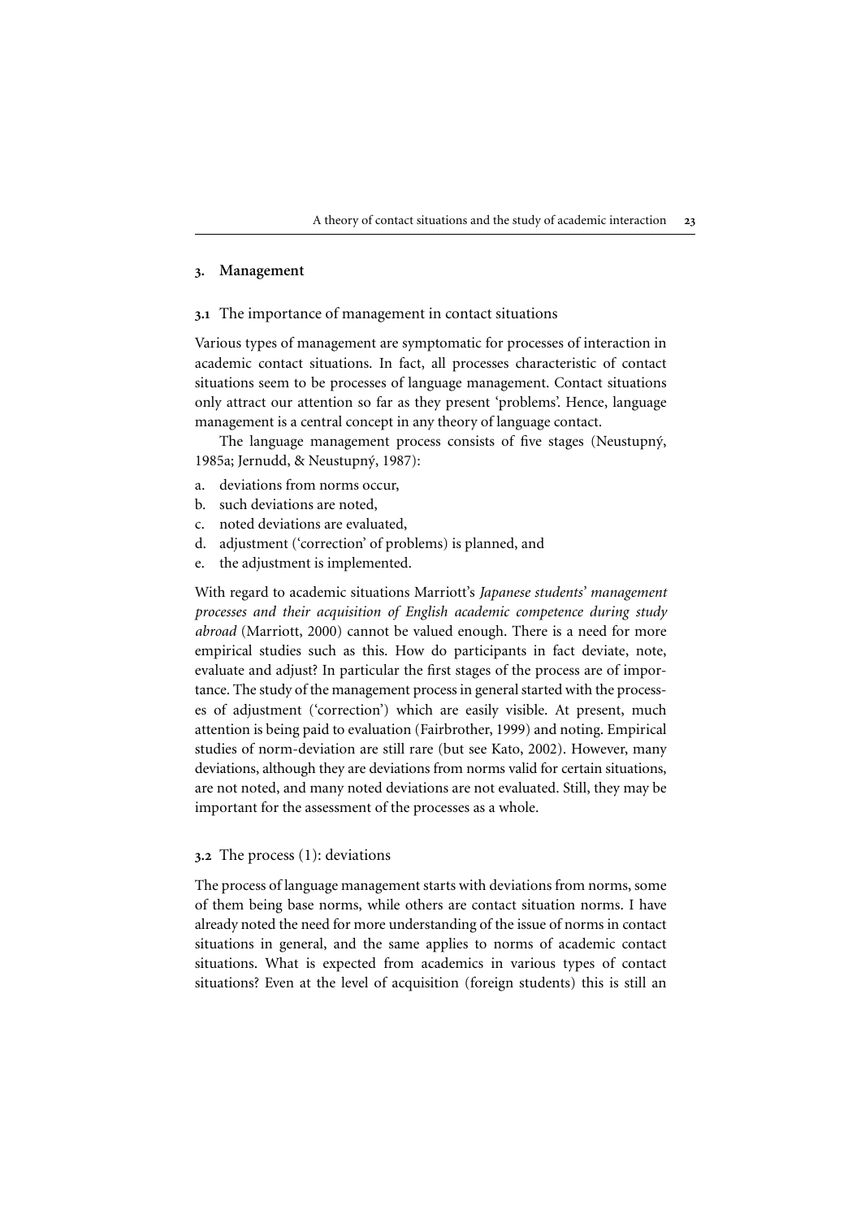## 3. Management

### 3.1 The importance of management in contact situations

Various types of management are symptomatic for processes of interaction in academic contact situations. In fact, all processes characteristic of contact situations seem to be processes of language management. Contact situations only attract our attention so far as they present 'problems'. Hence, language management is a central concept in any theory of language contact.

The language management process consists of five stages (Neustupný, 1985a; Jernudd, & Neustupný, 1987):

a. deviations from norms occur,
b. such deviations are noted,
c. noted deviations are evaluated,
d. adjustment ('correction' of problems) is planned, and
e. the adjustment is implemented.

With regard to academic situations Marriott's *Japanese students' management processes and their acquisition of English academic competence during study abroad* (Marriott, 2000) cannot be valued enough. There is a need for more empirical studies such as this. How do participants in fact deviate, note, evaluate and adjust? In particular the first stages of the process are of importance. The study of the management process in general started with the processes of adjustment ('correction') which are easily visible. At present, much attention is being paid to evaluation (Fairbrother, 1999) and noting. Empirical studies of norm-deviation are still rare (but see Kato, 2002). However, many deviations, although they are deviations from norms valid for certain situations, are not noted, and many noted deviations are not evaluated. Still, they may be important for the assessment of the processes as a whole.

### 3.2 The process (1): deviations

The process of language management starts with deviations from norms, some of them being base norms, while others are contact situation norms. I have already noted the need for more understanding of the issue of norms in contact situations in general, and the same applies to norms of academic contact situations. What is expected from academics in various types of contact situations? Even at the level of acquisition (foreign students) this is still an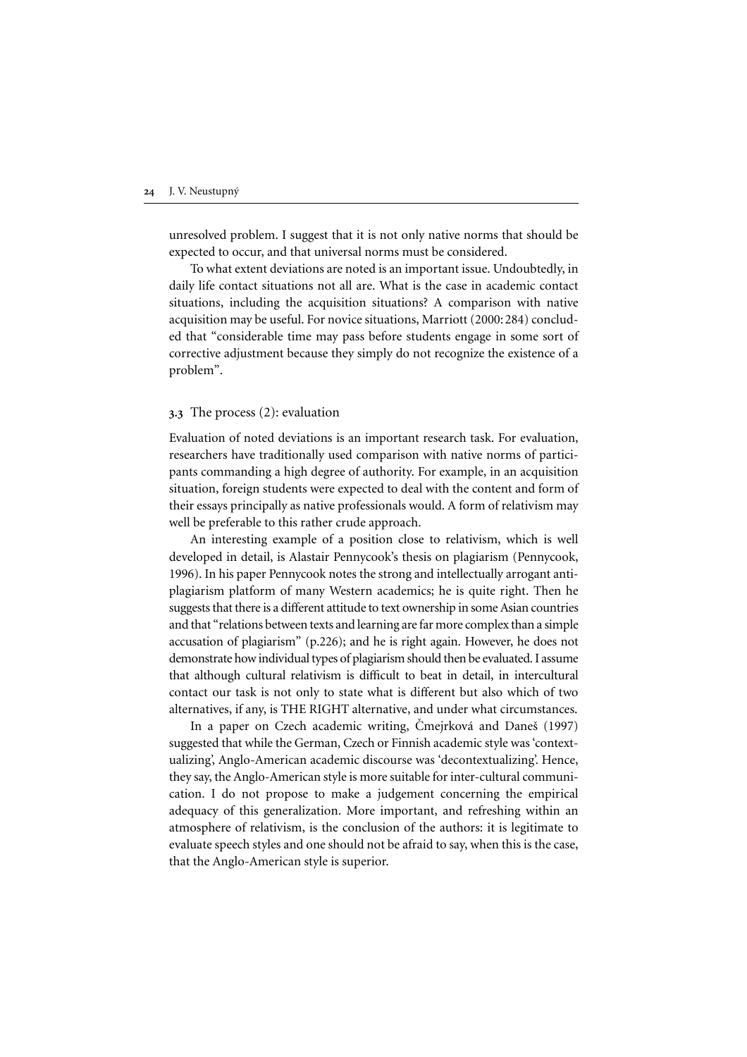unresolved problem. I suggest that it is not only native norms that should be expected to occur, and that universal norms must be considered.

To what extent deviations are noted is an important issue. Undoubtedly, in daily life contact situations not all are. What is the case in academic contact situations, including the acquisition situations? A comparison with native acquisition may be useful. For novice situations, Marriott (2000: 284) concluded that "considerable time may pass before students engage in some sort of corrective adjustment because they simply do not recognize the existence of a problem".

### 3.3 The process (2): evaluation

Evaluation of noted deviations is an important research task. For evaluation, researchers have traditionally used comparison with native norms of participants commanding a high degree of authority. For example, in an acquisition situation, foreign students were expected to deal with the content and form of their essays principally as native professionals would. A form of relativism may well be preferable to this rather crude approach.

An interesting example of a position close to relativism, which is well developed in detail, is Alastair Pennycook's thesis on plagiarism (Pennycook, 1996). In his paper Pennycook notes the strong and intellectually arrogant anti-plagiarism platform of many Western academics; he is quite right. Then he suggests that there is a different attitude to text ownership in some Asian countries and that "relations between texts and learning are far more complex than a simple accusation of plagiarism" (p.226); and he is right again. However, he does not demonstrate how individual types of plagiarism should then be evaluated. I assume that although cultural relativism is difficult to beat in detail, in intercultural contact our task is not only to state what is different but also which of two alternatives, if any, is THE RIGHT alternative, and under what circumstances.

In a paper on Czech academic writing, Čmejrková and Daneš (1997) suggested that while the German, Czech or Finnish academic style was 'contextualizing', Anglo-American academic discourse was 'decontextualizing'. Hence, they say, the Anglo-American style is more suitable for inter-cultural communication. I do not propose to make a judgement concerning the empirical adequacy of this generalization. More important, and refreshing within an atmosphere of relativism, is the conclusion of the authors: it is legitimate to evaluate speech styles and one should not be afraid to say, when this is the case, that the Anglo-American style is superior.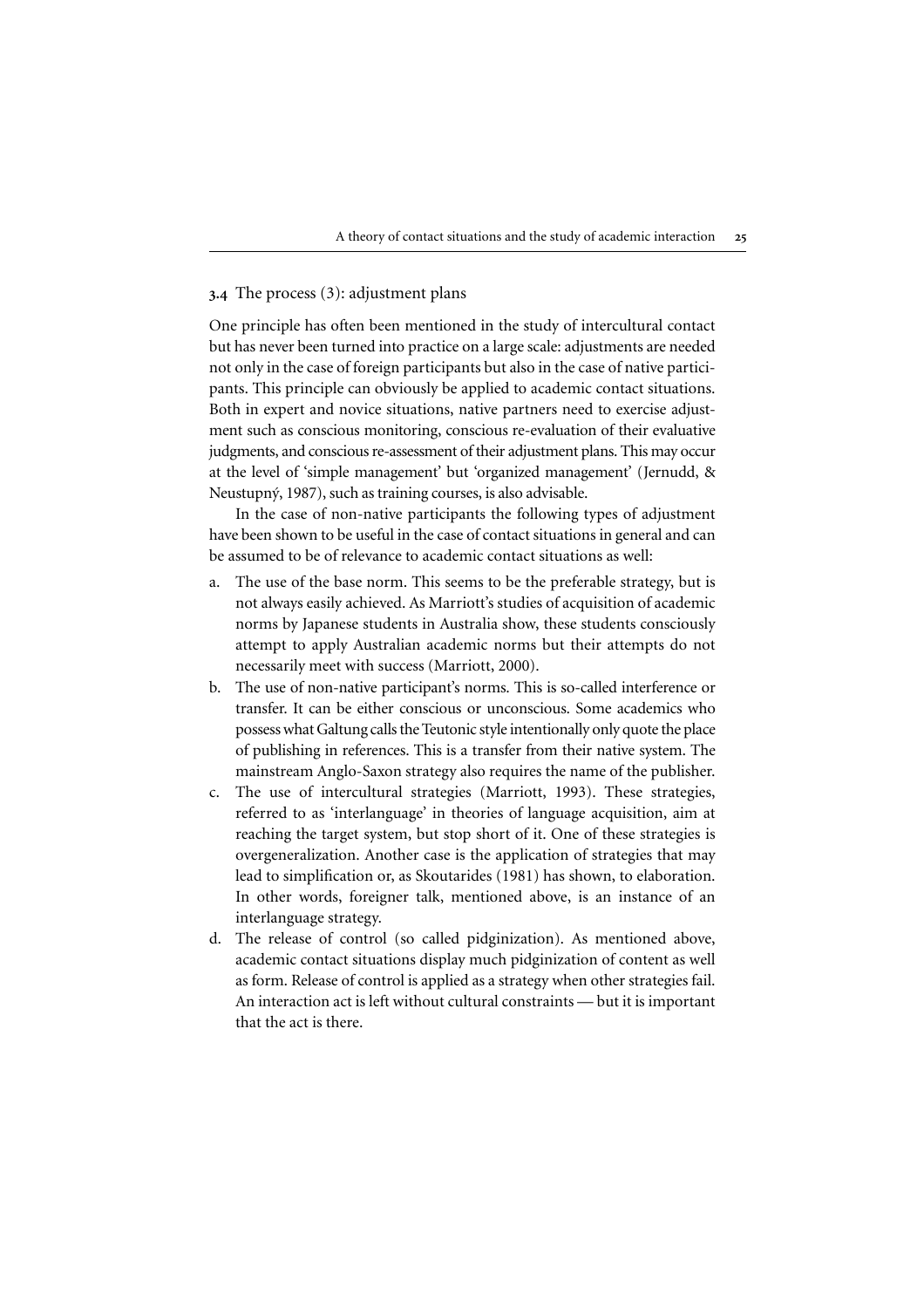### 3.4 The process (3): adjustment plans

One principle has often been mentioned in the study of intercultural contact but has never been turned into practice on a large scale: adjustments are needed not only in the case of foreign participants but also in the case of native participants. This principle can obviously be applied to academic contact situations. Both in expert and novice situations, native partners need to exercise adjustment such as conscious monitoring, conscious re-evaluation of their evaluative judgments, and conscious re-assessment of their adjustment plans. This may occur at the level of 'simple management' but 'organized management' (Jernudd, & Neustupný, 1987), such as training courses, is also advisable.

In the case of non-native participants the following types of adjustment have been shown to be useful in the case of contact situations in general and can be assumed to be of relevance to academic contact situations as well:

a. The use of the base norm. This seems to be the preferable strategy, but is not always easily achieved. As Marriott's studies of acquisition of academic norms by Japanese students in Australia show, these students consciously attempt to apply Australian academic norms but their attempts do not necessarily meet with success (Marriott, 2000).
b. The use of non-native participant's norms. This is so-called interference or transfer. It can be either conscious or unconscious. Some academics who possess what Galtung calls the Teutonic style intentionally only quote the place of publishing in references. This is a transfer from their native system. The mainstream Anglo-Saxon strategy also requires the name of the publisher.
c. The use of intercultural strategies (Marriott, 1993). These strategies, referred to as 'interlanguage' in theories of language acquisition, aim at reaching the target system, but stop short of it. One of these strategies is overgeneralization. Another case is the application of strategies that may lead to simplification or, as Skoutarides (1981) has shown, to elaboration. In other words, foreigner talk, mentioned above, is an instance of an interlanguage strategy.
d. The release of control (so called pidginization). As mentioned above, academic contact situations display much pidginization of content as well as form. Release of control is applied as a strategy when other strategies fail. An interaction act is left without cultural constraints — but it is important that the act is there.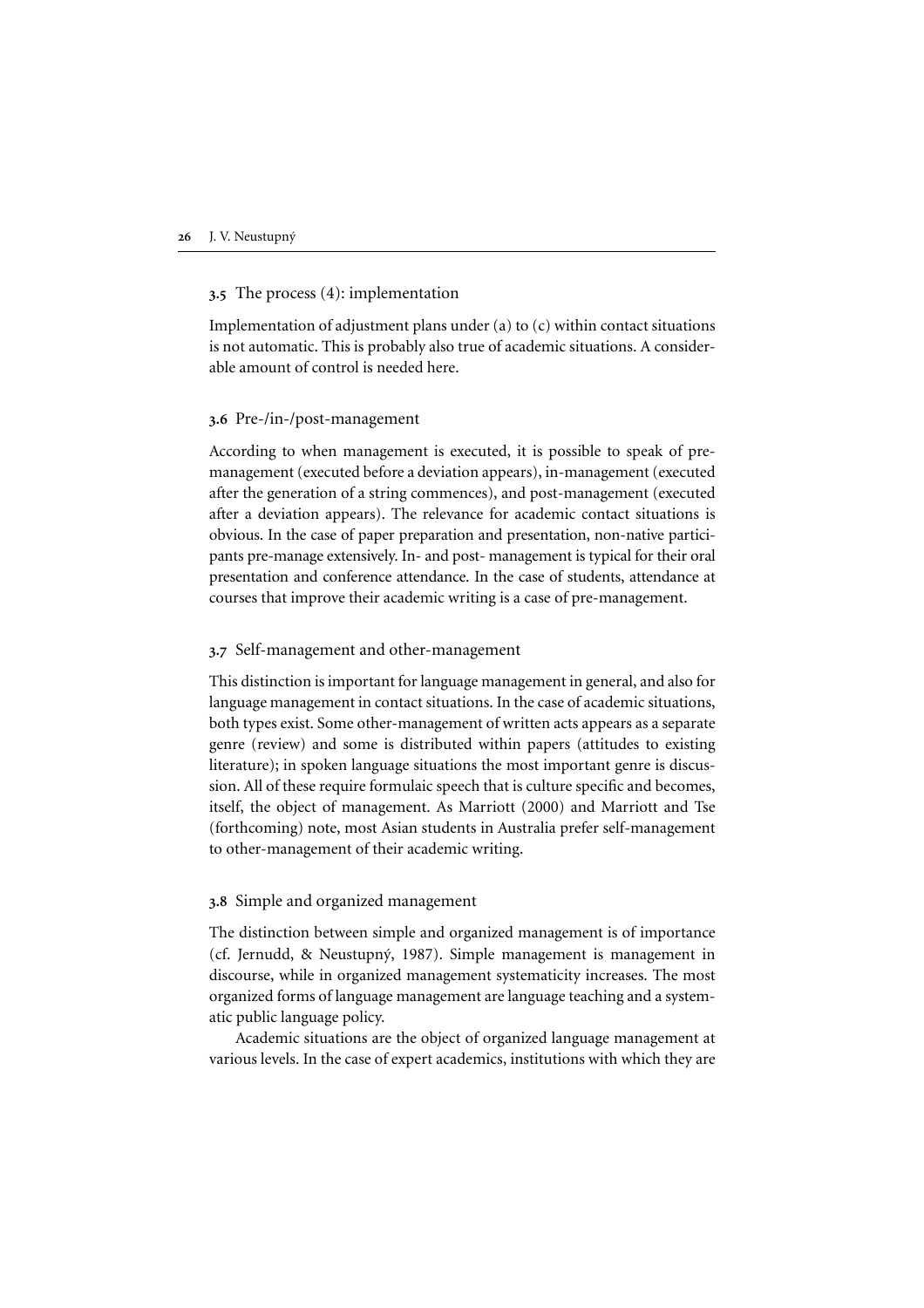### 3.5 The process (4): implementation

Implementation of adjustment plans under (a) to (c) within contact situations is not automatic. This is probably also true of academic situations. A considerable amount of control is needed here.

### 3.6 Pre-/in-/post-management

According to when management is executed, it is possible to speak of pre-management (executed before a deviation appears), in-management (executed after the generation of a string commences), and post-management (executed after a deviation appears). The relevance for academic contact situations is obvious. In the case of paper preparation and presentation, non-native participants pre-manage extensively. In- and post- management is typical for their oral presentation and conference attendance. In the case of students, attendance at courses that improve their academic writing is a case of pre-management.

### 3.7 Self-management and other-management

This distinction is important for language management in general, and also for language management in contact situations. In the case of academic situations, both types exist. Some other-management of written acts appears as a separate genre (review) and some is distributed within papers (attitudes to existing literature); in spoken language situations the most important genre is discussion. All of these require formulaic speech that is culture specific and becomes, itself, the object of management. As Marriott (2000) and Marriott and Tse (forthcoming) note, most Asian students in Australia prefer self-management to other-management of their academic writing.

### 3.8 Simple and organized management

The distinction between simple and organized management is of importance (cf. Jernudd, & Neustupný, 1987). Simple management is management in discourse, while in organized management systematicity increases. The most organized forms of language management are language teaching and a systematic public language policy.

Academic situations are the object of organized language management at various levels. In the case of expert academics, institutions with which they are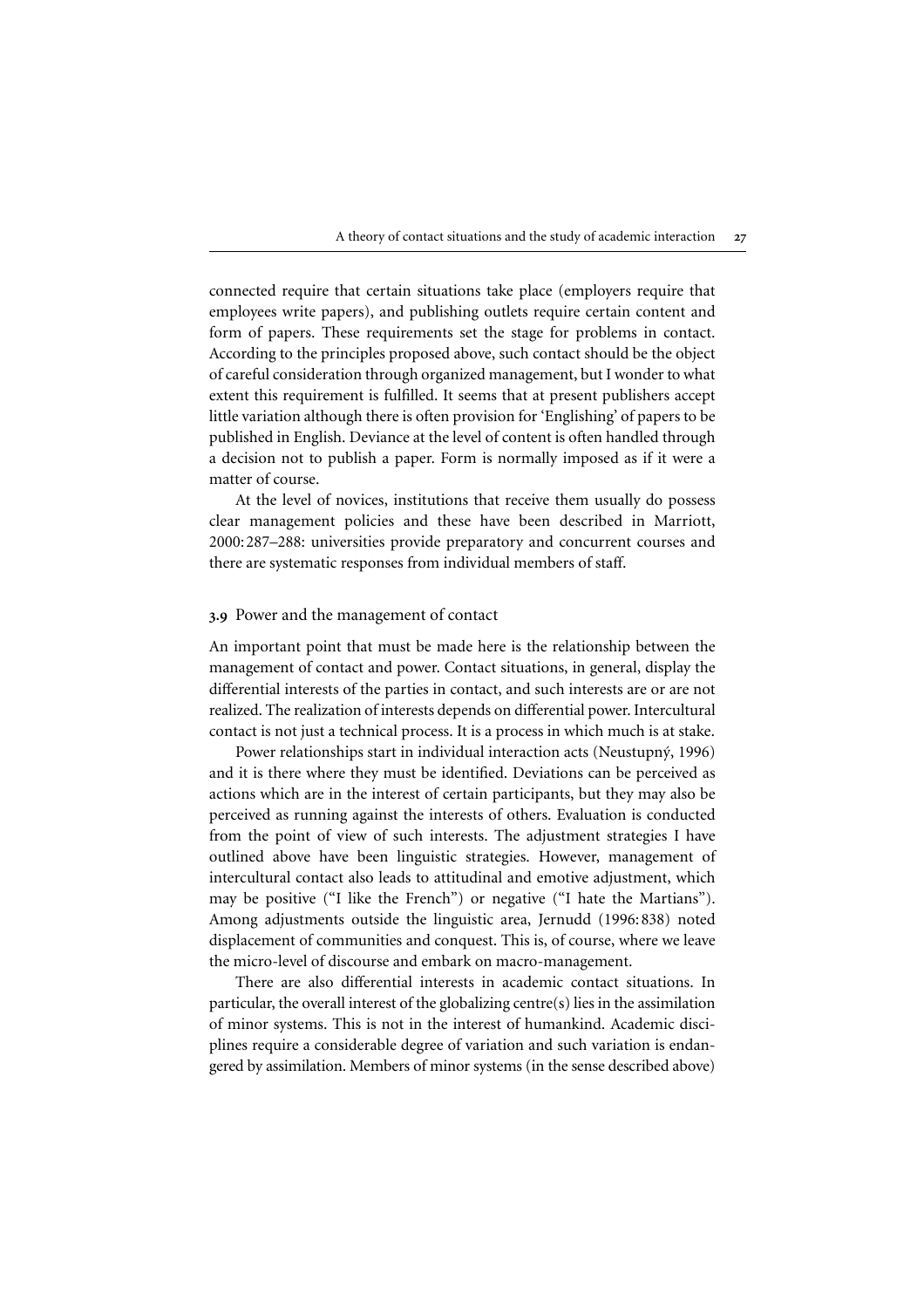connected require that certain situations take place (employers require that employees write papers), and publishing outlets require certain content and form of papers. These requirements set the stage for problems in contact. According to the principles proposed above, such contact should be the object of careful consideration through organized management, but I wonder to what extent this requirement is fulfilled. It seems that at present publishers accept little variation although there is often provision for 'Englishing' of papers to be published in English. Deviance at the level of content is often handled through a decision not to publish a paper. Form is normally imposed as if it were a matter of course.

At the level of novices, institutions that receive them usually do possess clear management policies and these have been described in Marriott, 2000: 287–288: universities provide preparatory and concurrent courses and there are systematic responses from individual members of staff.

### 3.9 Power and the management of contact

An important point that must be made here is the relationship between the management of contact and power. Contact situations, in general, display the differential interests of the parties in contact, and such interests are or are not realized. The realization of interests depends on differential power. Intercultural contact is not just a technical process. It is a process in which much is at stake.

Power relationships start in individual interaction acts (Neustupný, 1996) and it is there where they must be identified. Deviations can be perceived as actions which are in the interest of certain participants, but they may also be perceived as running against the interests of others. Evaluation is conducted from the point of view of such interests. The adjustment strategies I have outlined above have been linguistic strategies. However, management of intercultural contact also leads to attitudinal and emotive adjustment, which may be positive ("I like the French") or negative ("I hate the Martians"). Among adjustments outside the linguistic area, Jernudd (1996: 838) noted displacement of communities and conquest. This is, of course, where we leave the micro-level of discourse and embark on macro-management.

There are also differential interests in academic contact situations. In particular, the overall interest of the globalizing centre(s) lies in the assimilation of minor systems. This is not in the interest of humankind. Academic disciplines require a considerable degree of variation and such variation is endangered by assimilation. Members of minor systems (in the sense described above)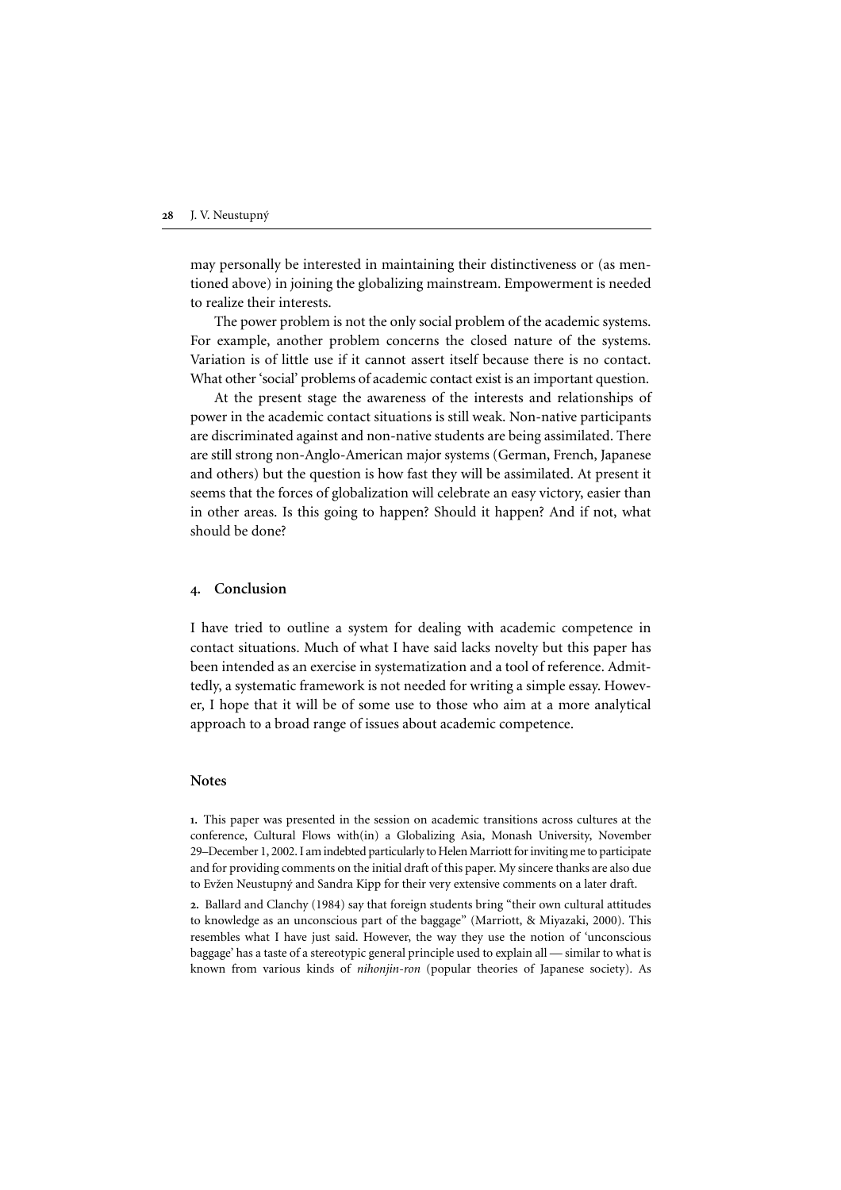may personally be interested in maintaining their distinctiveness or (as mentioned above) in joining the globalizing mainstream. Empowerment is needed to realize their interests.

The power problem is not the only social problem of the academic systems. For example, another problem concerns the closed nature of the systems. Variation is of little use if it cannot assert itself because there is no contact. What other 'social' problems of academic contact exist is an important question.

At the present stage the awareness of the interests and relationships of power in the academic contact situations is still weak. Non-native participants are discriminated against and non-native students are being assimilated. There are still strong non-Anglo-American major systems (German, French, Japanese and others) but the question is how fast they will be assimilated. At present it seems that the forces of globalization will celebrate an easy victory, easier than in other areas. Is this going to happen? Should it happen? And if not, what should be done?

## 4. Conclusion

I have tried to outline a system for dealing with academic competence in contact situations. Much of what I have said lacks novelty but this paper has been intended as an exercise in systematization and a tool of reference. Admittedly, a systematic framework is not needed for writing a simple essay. However, I hope that it will be of some use to those who aim at a more analytical approach to a broad range of issues about academic competence.

## Notes

**1.** This paper was presented in the session on academic transitions across cultures at the conference, Cultural Flows with(in) a Globalizing Asia, Monash University, November 29–December 1, 2002. I am indebted particularly to Helen Marriott for inviting me to participate and for providing comments on the initial draft of this paper. My sincere thanks are also due to Evžen Neustupný and Sandra Kipp for their very extensive comments on a later draft.

**2.** Ballard and Clanchy (1984) say that foreign students bring "their own cultural attitudes to knowledge as an unconscious part of the baggage" (Marriott, & Miyazaki, 2000). This resembles what I have just said. However, the way they use the notion of 'unconscious baggage' has a taste of a stereotypic general principle used to explain all — similar to what is known from various kinds of *nihonjin-ron* (popular theories of Japanese society). As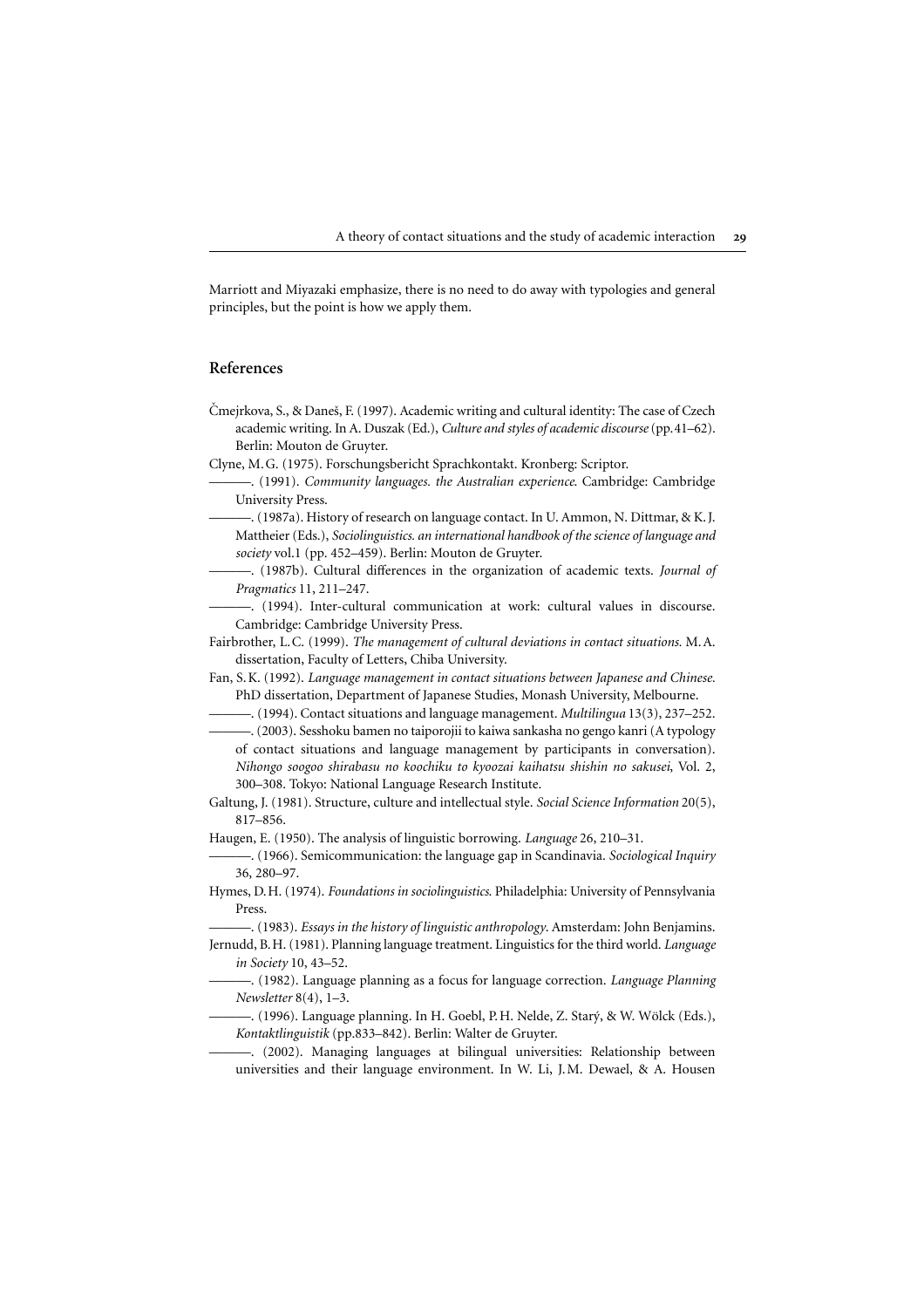Marriott and Miyazaki emphasize, there is no need to do away with typologies and general principles, but the point is how we apply them.

## References

Čmejrkova, S., & Daneš, F. (1997). Academic writing and cultural identity: The case of Czech academic writing. In A. Duszak (Ed.), *Culture and styles of academic discourse* (pp. 41–62). Berlin: Mouton de Gruyter.

Clyne, M. G. (1975). Forschungsbericht Sprachkontakt. Kronberg: Scriptor.

———. (1991). *Community languages. the Australian experience.* Cambridge: Cambridge University Press.

———. (1987a). History of research on language contact. In U. Ammon, N. Dittmar, & K. J. Mattheier (Eds.), *Sociolinguistics. an international handbook of the science of language and society* vol.1 (pp. 452–459). Berlin: Mouton de Gruyter.

———. (1987b). Cultural differences in the organization of academic texts. *Journal of Pragmatics* 11, 211–247.

———. (1994). Inter-cultural communication at work: cultural values in discourse. Cambridge: Cambridge University Press.

Fairbrother, L. C. (1999). *The management of cultural deviations in contact situations.* M. A. dissertation, Faculty of Letters, Chiba University.

Fan, S. K. (1992). *Language management in contact situations between Japanese and Chinese.* PhD dissertation, Department of Japanese Studies, Monash University, Melbourne.

———. (1994). Contact situations and language management. *Multilingua* 13(3), 237–252.

———. (2003). Sesshoku bamen no taiporojii to kaiwa sankasha no gengo kanri (A typology of contact situations and language management by participants in conversation). *Nihongo soogoo shirabasu no koochiku to kyoozai kaihatsu shishin no sakusei*, Vol. 2, 300–308. Tokyo: National Language Research Institute.

Galtung, J. (1981). Structure, culture and intellectual style. *Social Science Information* 20(5), 817–856.

Haugen, E. (1950). The analysis of linguistic borrowing. *Language* 26, 210–31.

———. (1966). Semicommunication: the language gap in Scandinavia. *Sociological Inquiry* 36, 280–97.

Hymes, D. H. (1974). *Foundations in sociolinguistics.* Philadelphia: University of Pennsylvania Press.

———. (1983). *Essays in the history of linguistic anthropology*. Amsterdam: John Benjamins.

Jernudd, B. H. (1981). Planning language treatment. Linguistics for the third world. *Language in Society* 10, 43–52.

———. (1982). Language planning as a focus for language correction. *Language Planning Newsletter* 8(4), 1–3.

———. (1996). Language planning. In H. Goebl, P. H. Nelde, Z. Starý, & W. Wölck (Eds.), *Kontaktlinguistik* (pp.833–842). Berlin: Walter de Gruyter.

———. (2002). Managing languages at bilingual universities: Relationship between universities and their language environment. In W. Li, J. M. Dewael, & A. Housen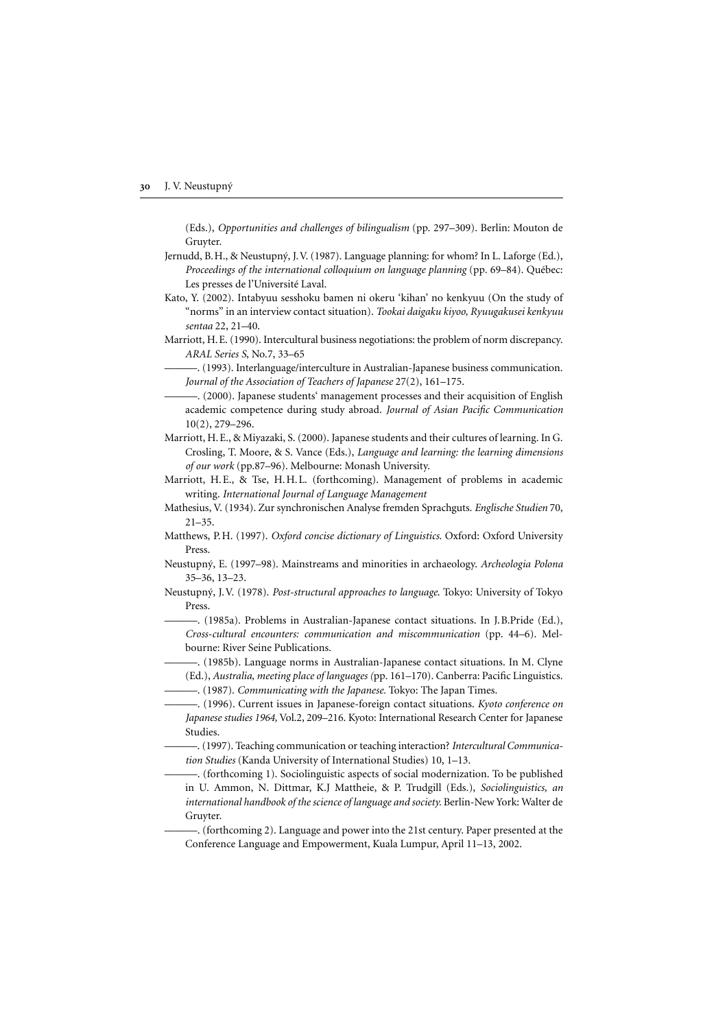(Eds.), *Opportunities and challenges of bilingualism* (pp. 297–309). Berlin: Mouton de Gruyter.

Jernudd, B.H., & Neustupný, J.V. (1987). Language planning: for whom? In L. Laforge (Ed.), *Proceedings of the international colloquium on language planning* (pp. 69–84). Québec: Les presses de l'Université Laval.

Kato, Y. (2002). Intabyuu sesshoku bamen ni okeru 'kihan' no kenkyuu (On the study of "norms" in an interview contact situation). *Tookai daigaku kiyoo, Ryuugakusei kenkyuu sentaa* 22, 21–40.

Marriott, H.E. (1990). Intercultural business negotiations: the problem of norm discrepancy. *ARAL Series S*, No.7, 33–65

———. (1993). Interlanguage/interculture in Australian-Japanese business communication. *Journal of the Association of Teachers of Japanese* 27(2), 161–175.

———. (2000). Japanese students' management processes and their acquisition of English academic competence during study abroad. *Journal of Asian Pacific Communication* 10(2), 279–296.

Marriott, H.E., & Miyazaki, S. (2000). Japanese students and their cultures of learning. In G. Crosling, T. Moore, & S. Vance (Eds.), *Language and learning: the learning dimensions of our work* (pp.87–96). Melbourne: Monash University.

Marriott, H.E., & Tse, H.H.L. (forthcoming). Management of problems in academic writing. *International Journal of Language Management*

Mathesius, V. (1934). Zur synchronischen Analyse fremden Sprachguts. *Englische Studien* 70, 21–35.

Matthews, P.H. (1997). *Oxford concise dictionary of Linguistics*. Oxford: Oxford University Press.

Neustupný, E. (1997–98). Mainstreams and minorities in archaeology. *Archeologia Polona* 35–36, 13–23.

Neustupný, J.V. (1978). *Post-structural approaches to language*. Tokyo: University of Tokyo Press.

———. (1985a). Problems in Australian-Japanese contact situations. In J.B.Pride (Ed.), *Cross-cultural encounters: communication and miscommunication* (pp. 44–6). Melbourne: River Seine Publications.

———. (1985b). Language norms in Australian-Japanese contact situations. In M. Clyne (Ed.), *Australia, meeting place of languages* (pp. 161–170). Canberra: Pacific Linguistics.

———. (1987). *Communicating with the Japanese*. Tokyo: The Japan Times.

———. (1996). Current issues in Japanese-foreign contact situations. *Kyoto conference on Japanese studies 1964*, Vol.2, 209–216. Kyoto: International Research Center for Japanese Studies.

———. (1997). Teaching communication or teaching interaction? *Intercultural Communication Studies* (Kanda University of International Studies) 10, 1–13.

———. (forthcoming 1). Sociolinguistic aspects of social modernization. To be published in U. Ammon, N. Dittmar, K.J Mattheie, & P. Trudgill (Eds.), *Sociolinguistics, an international handbook of the science of language and society*. Berlin-New York: Walter de Gruyter.

———. (forthcoming 2). Language and power into the 21st century. Paper presented at the Conference Language and Empowerment, Kuala Lumpur, April 11–13, 2002.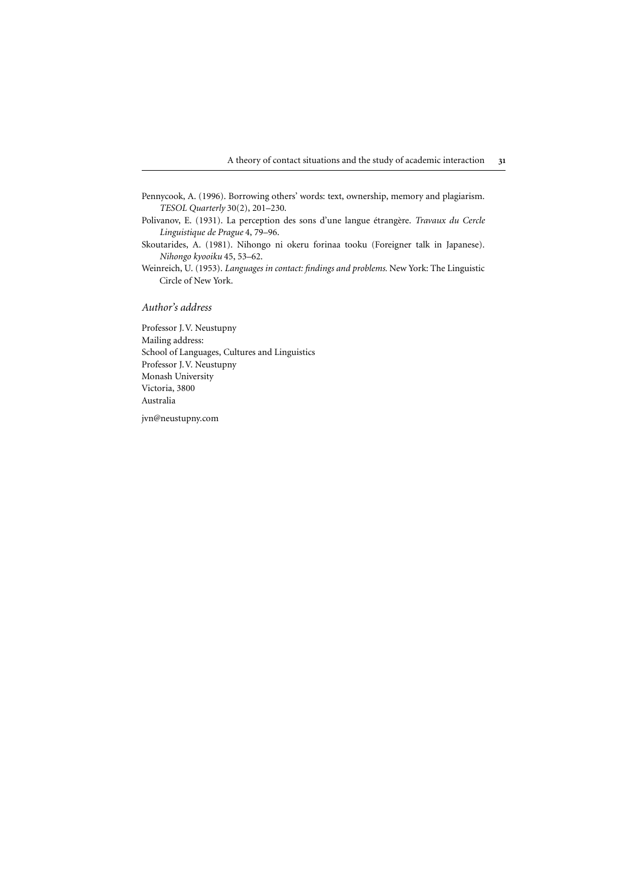Pennycook, A. (1996). Borrowing others' words: text, ownership, memory and plagiarism. *TESOL Quarterly* 30(2), 201–230.

Polivanov, E. (1931). La perception des sons d'une langue étrangère. *Travaux du Cercle Linguistique de Prague* 4, 79–96.

Skoutarides, A. (1981). Nihongo ni okeru forinaa tooku (Foreigner talk in Japanese). *Nihongo kyooiku* 45, 53–62.

Weinreich, U. (1953). *Languages in contact: findings and problems.* New York: The Linguistic Circle of New York.

## *Author's address*

Professor J. V. Neustupny
Mailing address:
School of Languages, Cultures and Linguistics
Professor J. V. Neustupny
Monash University
Victoria, 3800
Australia

jvn@neustupny.com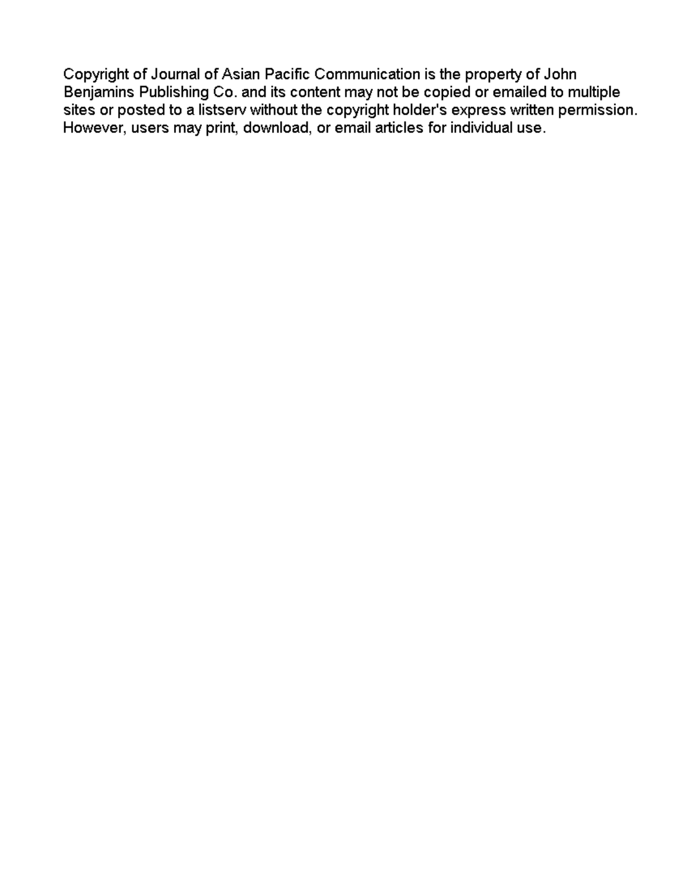Copyright of Journal of Asian Pacific Communication is the property of John Benjamins Publishing Co. and its content may not be copied or emailed to multiple sites or posted to a listserv without the copyright holder's express written permission. However, users may print, download, or email articles for individual use.